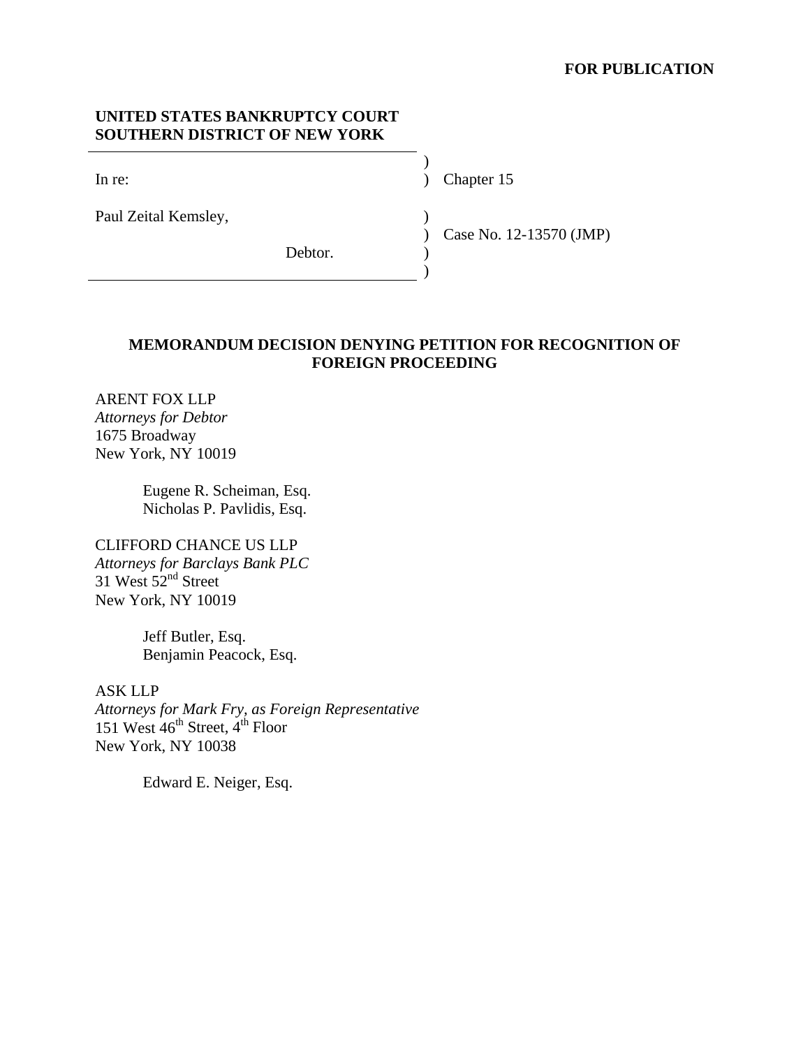**FOR PUBLICATION**

**UNITED STATES BANKRUPTCY COURT**
**SOUTHERN DISTRICT OF NEW YORK**

| | | |
|---|---|---|
| In re: | ) | Chapter 15 |
| Paul Zeital Kemsley, | ) | Case No. 12-13570 (JMP) |
| Debtor. | ) | |

## MEMORANDUM DECISION DENYING PETITION FOR RECOGNITION OF FOREIGN PROCEEDING

ARENT FOX LLP
*Attorneys for Debtor*
1675 Broadway
New York, NY 10019

Eugene R. Scheiman, Esq.
Nicholas P. Pavlidis, Esq.

CLIFFORD CHANCE US LLP
*Attorneys for Barclays Bank PLC*
31 West 52nd Street
New York, NY 10019

Jeff Butler, Esq.
Benjamin Peacock, Esq.

ASK LLP
*Attorneys for Mark Fry, as Foreign Representative*
151 West 46th Street, 4th Floor
New York, NY 10038

Edward E. Neiger, Esq.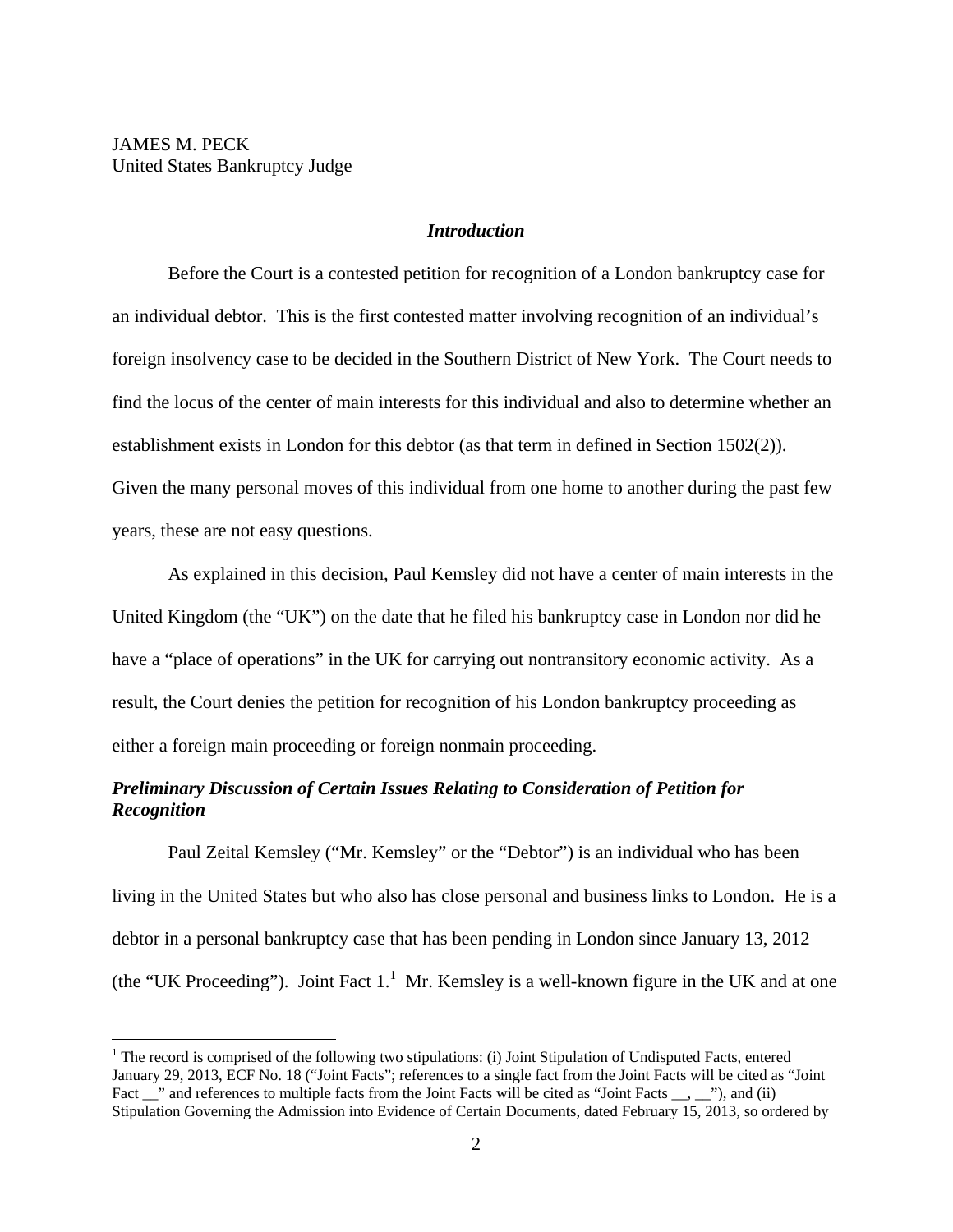JAMES M. PECK
United States Bankruptcy Judge

## *Introduction*

Before the Court is a contested petition for recognition of a London bankruptcy case for an individual debtor. This is the first contested matter involving recognition of an individual's foreign insolvency case to be decided in the Southern District of New York. The Court needs to find the locus of the center of main interests for this individual and also to determine whether an establishment exists in London for this debtor (as that term in defined in Section 1502(2)). Given the many personal moves of this individual from one home to another during the past few years, these are not easy questions.

As explained in this decision, Paul Kemsley did not have a center of main interests in the United Kingdom (the "UK") on the date that he filed his bankruptcy case in London nor did he have a "place of operations" in the UK for carrying out nontransitory economic activity. As a result, the Court denies the petition for recognition of his London bankruptcy proceeding as either a foreign main proceeding or foreign nonmain proceeding.

## *Preliminary Discussion of Certain Issues Relating to Consideration of Petition for Recognition*

Paul Zeital Kemsley ("Mr. Kemsley" or the "Debtor") is an individual who has been living in the United States but who also has close personal and business links to London. He is a debtor in a personal bankruptcy case that has been pending in London since January 13, 2012 (the "UK Proceeding"). Joint Fact 1.[1] Mr. Kemsley is a well-known figure in the UK and at one

[1] The record is comprised of the following two stipulations: (i) Joint Stipulation of Undisputed Facts, entered January 29, 2013, ECF No. 18 ("Joint Facts"; references to a single fact from the Joint Facts will be cited as "Joint Fact __" and references to multiple facts from the Joint Facts will be cited as "Joint Facts __, __"), and (ii) Stipulation Governing the Admission into Evidence of Certain Documents, dated February 15, 2013, so ordered by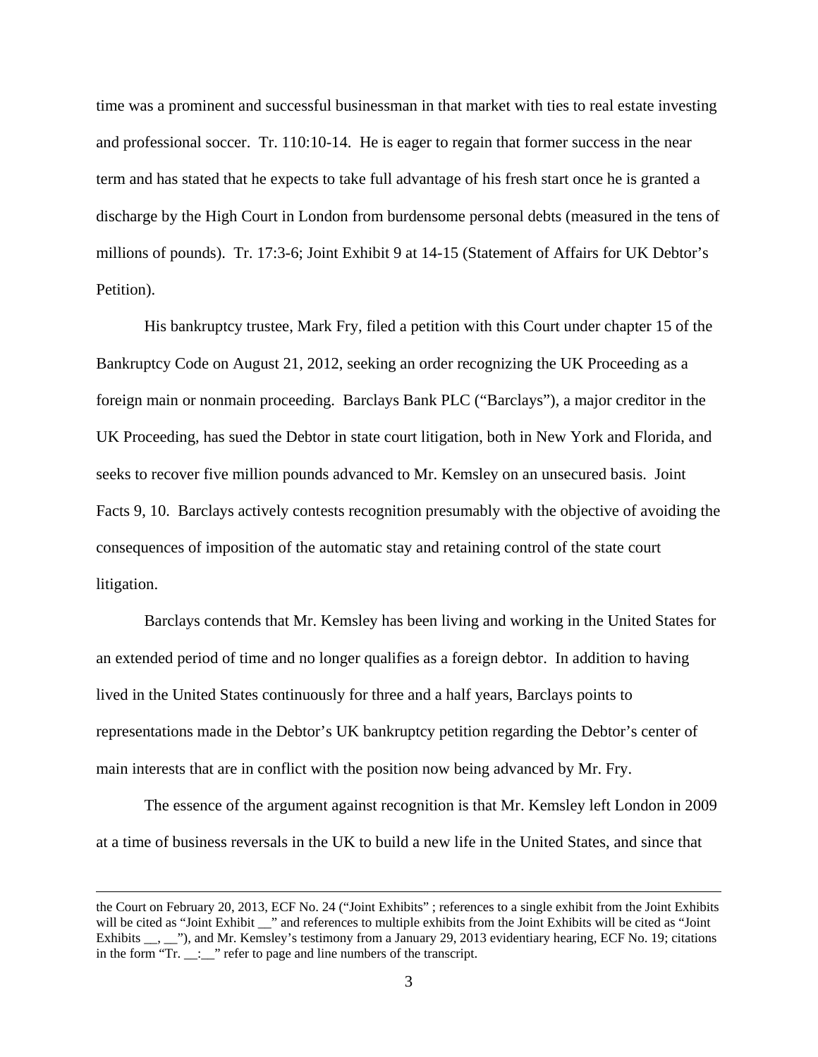time was a prominent and successful businessman in that market with ties to real estate investing and professional soccer. Tr. 110:10-14. He is eager to regain that former success in the near term and has stated that he expects to take full advantage of his fresh start once he is granted a discharge by the High Court in London from burdensome personal debts (measured in the tens of millions of pounds). Tr. 17:3-6; Joint Exhibit 9 at 14-15 (Statement of Affairs for UK Debtor's Petition).

His bankruptcy trustee, Mark Fry, filed a petition with this Court under chapter 15 of the Bankruptcy Code on August 21, 2012, seeking an order recognizing the UK Proceeding as a foreign main or nonmain proceeding. Barclays Bank PLC ("Barclays"), a major creditor in the UK Proceeding, has sued the Debtor in state court litigation, both in New York and Florida, and seeks to recover five million pounds advanced to Mr. Kemsley on an unsecured basis. Joint Facts 9, 10. Barclays actively contests recognition presumably with the objective of avoiding the consequences of imposition of the automatic stay and retaining control of the state court litigation.

Barclays contends that Mr. Kemsley has been living and working in the United States for an extended period of time and no longer qualifies as a foreign debtor. In addition to having lived in the United States continuously for three and a half years, Barclays points to representations made in the Debtor's UK bankruptcy petition regarding the Debtor's center of main interests that are in conflict with the position now being advanced by Mr. Fry.

The essence of the argument against recognition is that Mr. Kemsley left London in 2009 at a time of business reversals in the UK to build a new life in the United States, and since that

---

the Court on February 20, 2013, ECF No. 24 ("Joint Exhibits" ; references to a single exhibit from the Joint Exhibits will be cited as "Joint Exhibit __" and references to multiple exhibits from the Joint Exhibits will be cited as "Joint Exhibits __, __"), and Mr. Kemsley's testimony from a January 29, 2013 evidentiary hearing, ECF No. 19; citations in the form "Tr. __:__" refer to page and line numbers of the transcript.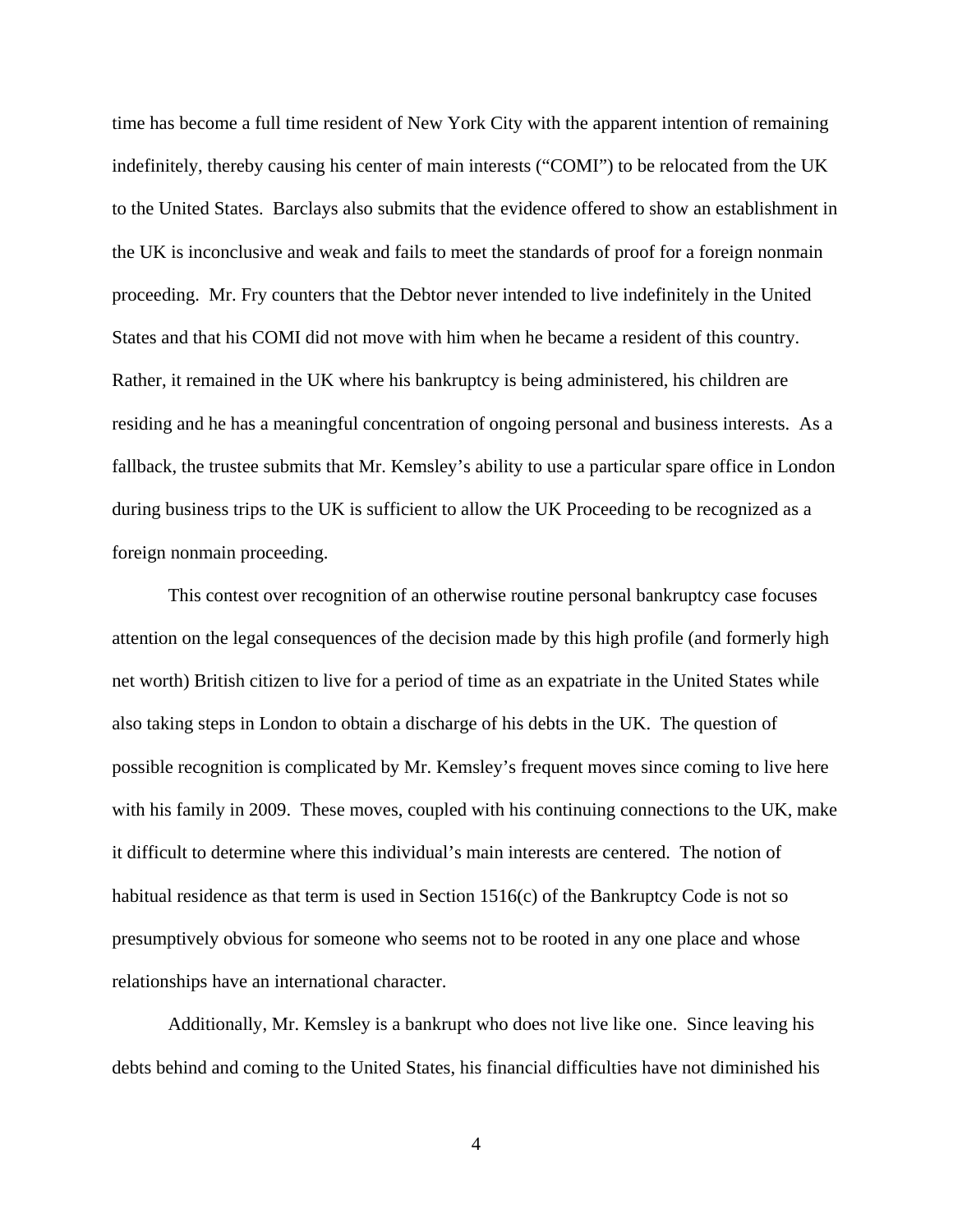time has become a full time resident of New York City with the apparent intention of remaining indefinitely, thereby causing his center of main interests ("COMI") to be relocated from the UK to the United States. Barclays also submits that the evidence offered to show an establishment in the UK is inconclusive and weak and fails to meet the standards of proof for a foreign nonmain proceeding. Mr. Fry counters that the Debtor never intended to live indefinitely in the United States and that his COMI did not move with him when he became a resident of this country. Rather, it remained in the UK where his bankruptcy is being administered, his children are residing and he has a meaningful concentration of ongoing personal and business interests. As a fallback, the trustee submits that Mr. Kemsley's ability to use a particular spare office in London during business trips to the UK is sufficient to allow the UK Proceeding to be recognized as a foreign nonmain proceeding.

This contest over recognition of an otherwise routine personal bankruptcy case focuses attention on the legal consequences of the decision made by this high profile (and formerly high net worth) British citizen to live for a period of time as an expatriate in the United States while also taking steps in London to obtain a discharge of his debts in the UK. The question of possible recognition is complicated by Mr. Kemsley's frequent moves since coming to live here with his family in 2009. These moves, coupled with his continuing connections to the UK, make it difficult to determine where this individual's main interests are centered. The notion of habitual residence as that term is used in Section 1516(c) of the Bankruptcy Code is not so presumptively obvious for someone who seems not to be rooted in any one place and whose relationships have an international character.

Additionally, Mr. Kemsley is a bankrupt who does not live like one. Since leaving his debts behind and coming to the United States, his financial difficulties have not diminished his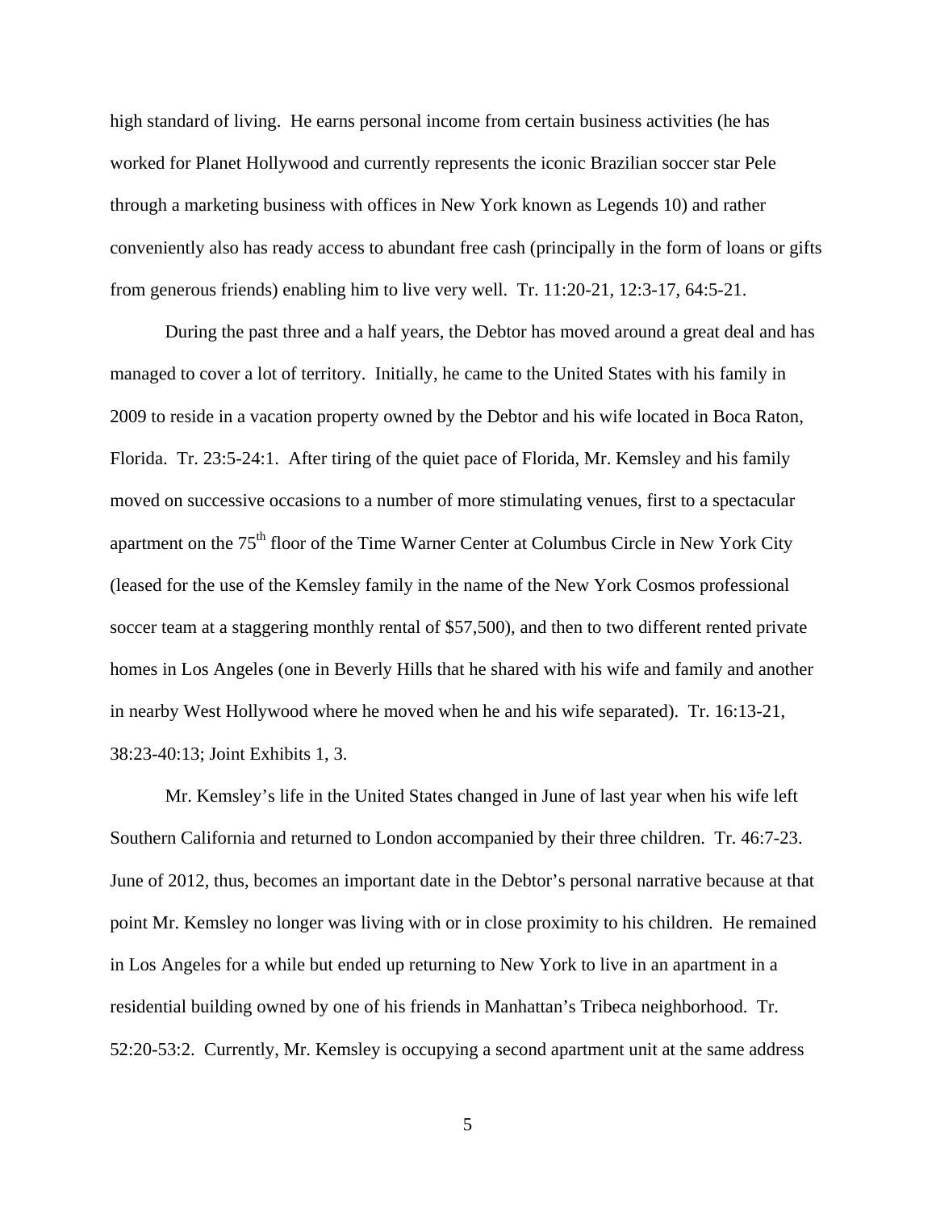high standard of living. He earns personal income from certain business activities (he has worked for Planet Hollywood and currently represents the iconic Brazilian soccer star Pele through a marketing business with offices in New York known as Legends 10) and rather conveniently also has ready access to abundant free cash (principally in the form of loans or gifts from generous friends) enabling him to live very well. Tr. 11:20-21, 12:3-17, 64:5-21.

During the past three and a half years, the Debtor has moved around a great deal and has managed to cover a lot of territory. Initially, he came to the United States with his family in 2009 to reside in a vacation property owned by the Debtor and his wife located in Boca Raton, Florida. Tr. 23:5-24:1. After tiring of the quiet pace of Florida, Mr. Kemsley and his family moved on successive occasions to a number of more stimulating venues, first to a spectacular apartment on the 75th floor of the Time Warner Center at Columbus Circle in New York City (leased for the use of the Kemsley family in the name of the New York Cosmos professional soccer team at a staggering monthly rental of $57,500), and then to two different rented private homes in Los Angeles (one in Beverly Hills that he shared with his wife and family and another in nearby West Hollywood where he moved when he and his wife separated). Tr. 16:13-21, 38:23-40:13; Joint Exhibits 1, 3.

Mr. Kemsley's life in the United States changed in June of last year when his wife left Southern California and returned to London accompanied by their three children. Tr. 46:7-23. June of 2012, thus, becomes an important date in the Debtor's personal narrative because at that point Mr. Kemsley no longer was living with or in close proximity to his children. He remained in Los Angeles for a while but ended up returning to New York to live in an apartment in a residential building owned by one of his friends in Manhattan's Tribeca neighborhood. Tr. 52:20-53:2. Currently, Mr. Kemsley is occupying a second apartment unit at the same address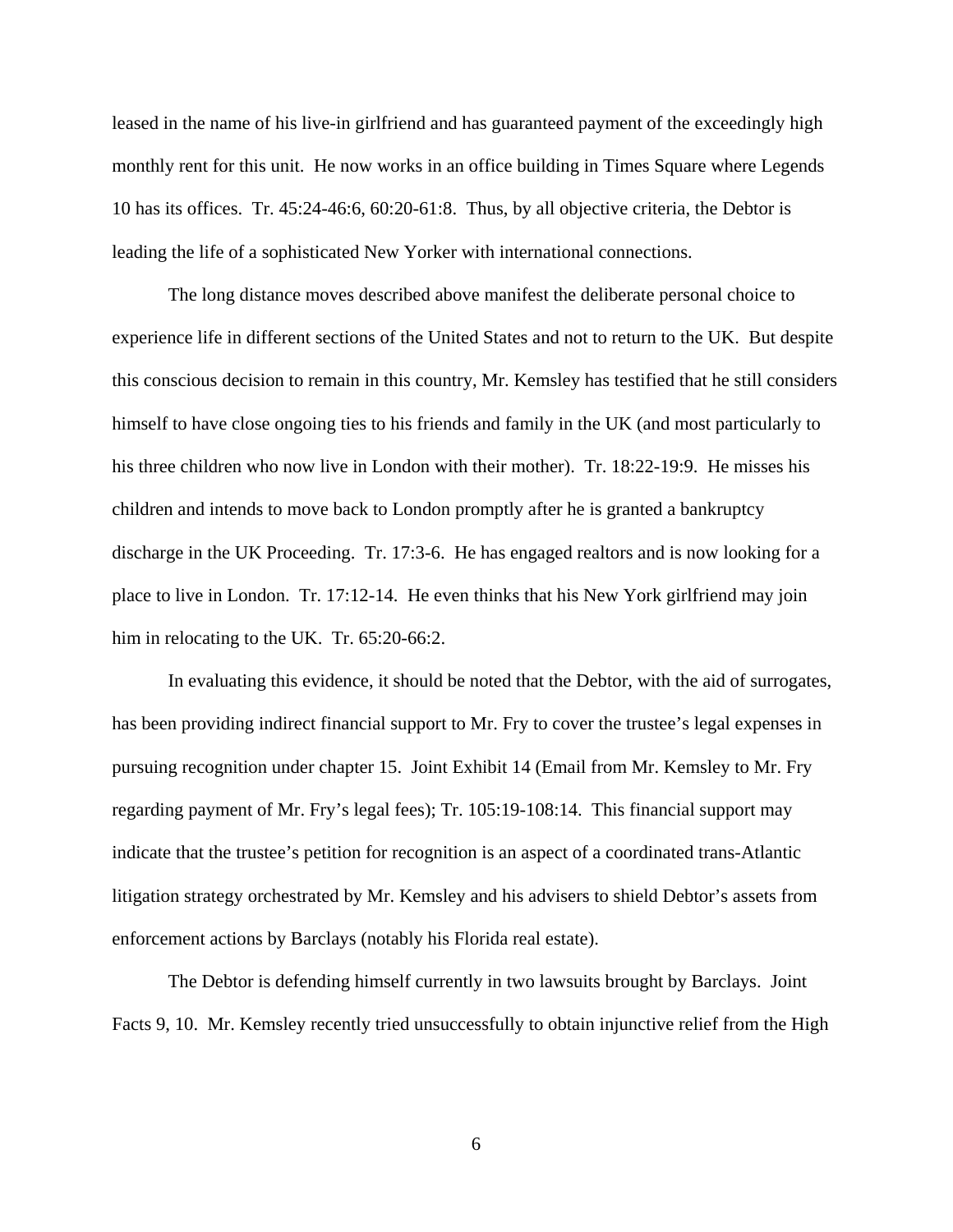leased in the name of his live-in girlfriend and has guaranteed payment of the exceedingly high monthly rent for this unit. He now works in an office building in Times Square where Legends 10 has its offices. Tr. 45:24-46:6, 60:20-61:8. Thus, by all objective criteria, the Debtor is leading the life of a sophisticated New Yorker with international connections.

The long distance moves described above manifest the deliberate personal choice to experience life in different sections of the United States and not to return to the UK. But despite this conscious decision to remain in this country, Mr. Kemsley has testified that he still considers himself to have close ongoing ties to his friends and family in the UK (and most particularly to his three children who now live in London with their mother). Tr. 18:22-19:9. He misses his children and intends to move back to London promptly after he is granted a bankruptcy discharge in the UK Proceeding. Tr. 17:3-6. He has engaged realtors and is now looking for a place to live in London. Tr. 17:12-14. He even thinks that his New York girlfriend may join him in relocating to the UK. Tr. 65:20-66:2.

In evaluating this evidence, it should be noted that the Debtor, with the aid of surrogates, has been providing indirect financial support to Mr. Fry to cover the trustee's legal expenses in pursuing recognition under chapter 15. Joint Exhibit 14 (Email from Mr. Kemsley to Mr. Fry regarding payment of Mr. Fry's legal fees); Tr. 105:19-108:14. This financial support may indicate that the trustee's petition for recognition is an aspect of a coordinated trans-Atlantic litigation strategy orchestrated by Mr. Kemsley and his advisers to shield Debtor's assets from enforcement actions by Barclays (notably his Florida real estate).

The Debtor is defending himself currently in two lawsuits brought by Barclays. Joint Facts 9, 10. Mr. Kemsley recently tried unsuccessfully to obtain injunctive relief from the High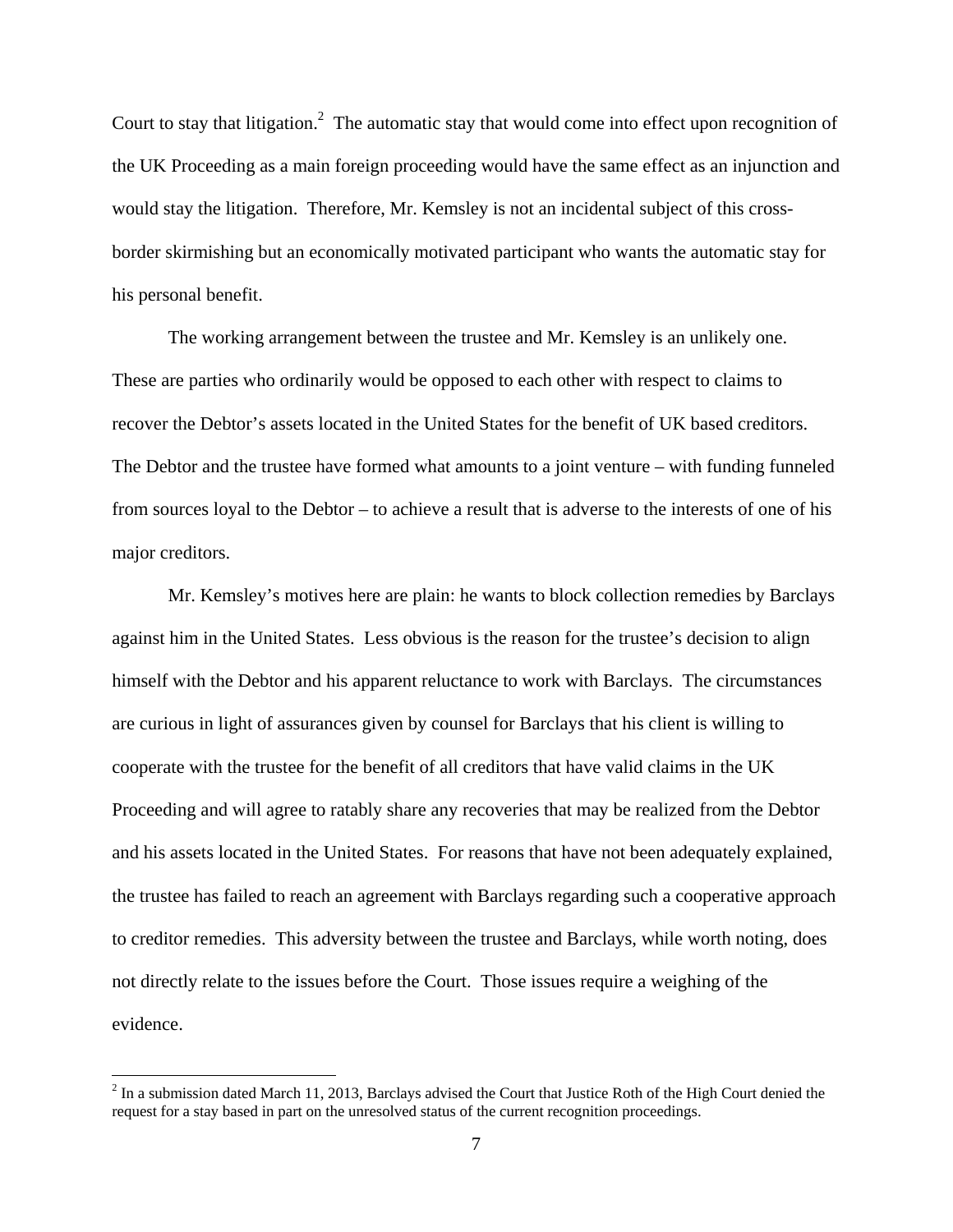Court to stay that litigation.[2] The automatic stay that would come into effect upon recognition of the UK Proceeding as a main foreign proceeding would have the same effect as an injunction and would stay the litigation. Therefore, Mr. Kemsley is not an incidental subject of this cross-border skirmishing but an economically motivated participant who wants the automatic stay for his personal benefit.

The working arrangement between the trustee and Mr. Kemsley is an unlikely one. These are parties who ordinarily would be opposed to each other with respect to claims to recover the Debtor's assets located in the United States for the benefit of UK based creditors. The Debtor and the trustee have formed what amounts to a joint venture – with funding funneled from sources loyal to the Debtor – to achieve a result that is adverse to the interests of one of his major creditors.

Mr. Kemsley's motives here are plain: he wants to block collection remedies by Barclays against him in the United States. Less obvious is the reason for the trustee's decision to align himself with the Debtor and his apparent reluctance to work with Barclays. The circumstances are curious in light of assurances given by counsel for Barclays that his client is willing to cooperate with the trustee for the benefit of all creditors that have valid claims in the UK Proceeding and will agree to ratably share any recoveries that may be realized from the Debtor and his assets located in the United States. For reasons that have not been adequately explained, the trustee has failed to reach an agreement with Barclays regarding such a cooperative approach to creditor remedies. This adversity between the trustee and Barclays, while worth noting, does not directly relate to the issues before the Court. Those issues require a weighing of the evidence.

[2] In a submission dated March 11, 2013, Barclays advised the Court that Justice Roth of the High Court denied the request for a stay based in part on the unresolved status of the current recognition proceedings.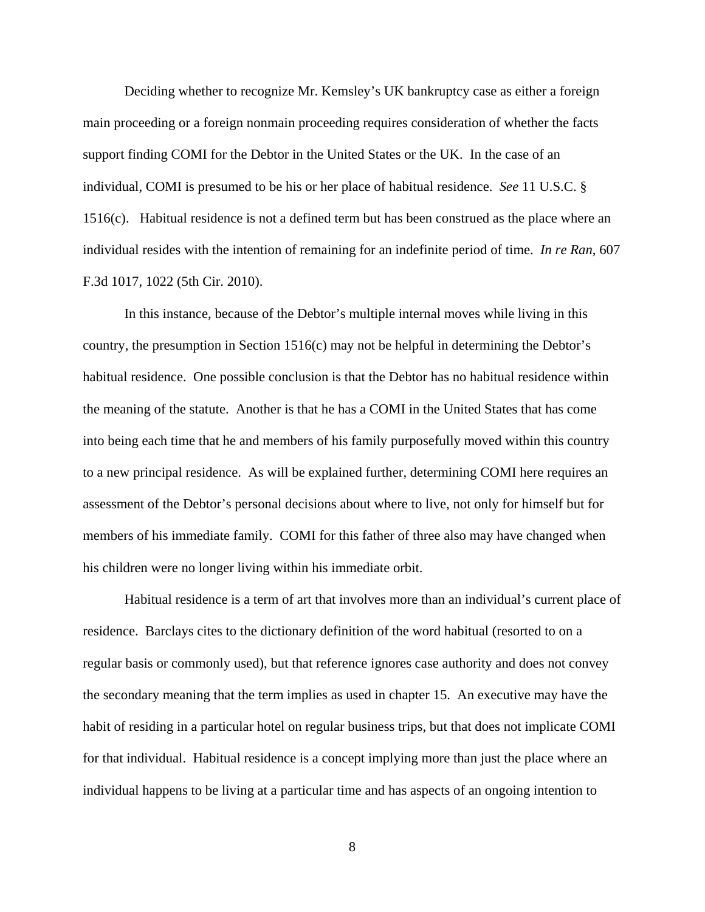Deciding whether to recognize Mr. Kemsley's UK bankruptcy case as either a foreign main proceeding or a foreign nonmain proceeding requires consideration of whether the facts support finding COMI for the Debtor in the United States or the UK. In the case of an individual, COMI is presumed to be his or her place of habitual residence. *See* 11 U.S.C. § 1516(c). Habitual residence is not a defined term but has been construed as the place where an individual resides with the intention of remaining for an indefinite period of time. *In re Ran*, 607 F.3d 1017, 1022 (5th Cir. 2010).

In this instance, because of the Debtor's multiple internal moves while living in this country, the presumption in Section 1516(c) may not be helpful in determining the Debtor's habitual residence. One possible conclusion is that the Debtor has no habitual residence within the meaning of the statute. Another is that he has a COMI in the United States that has come into being each time that he and members of his family purposefully moved within this country to a new principal residence. As will be explained further, determining COMI here requires an assessment of the Debtor's personal decisions about where to live, not only for himself but for members of his immediate family. COMI for this father of three also may have changed when his children were no longer living within his immediate orbit.

Habitual residence is a term of art that involves more than an individual's current place of residence. Barclays cites to the dictionary definition of the word habitual (resorted to on a regular basis or commonly used), but that reference ignores case authority and does not convey the secondary meaning that the term implies as used in chapter 15. An executive may have the habit of residing in a particular hotel on regular business trips, but that does not implicate COMI for that individual. Habitual residence is a concept implying more than just the place where an individual happens to be living at a particular time and has aspects of an ongoing intention to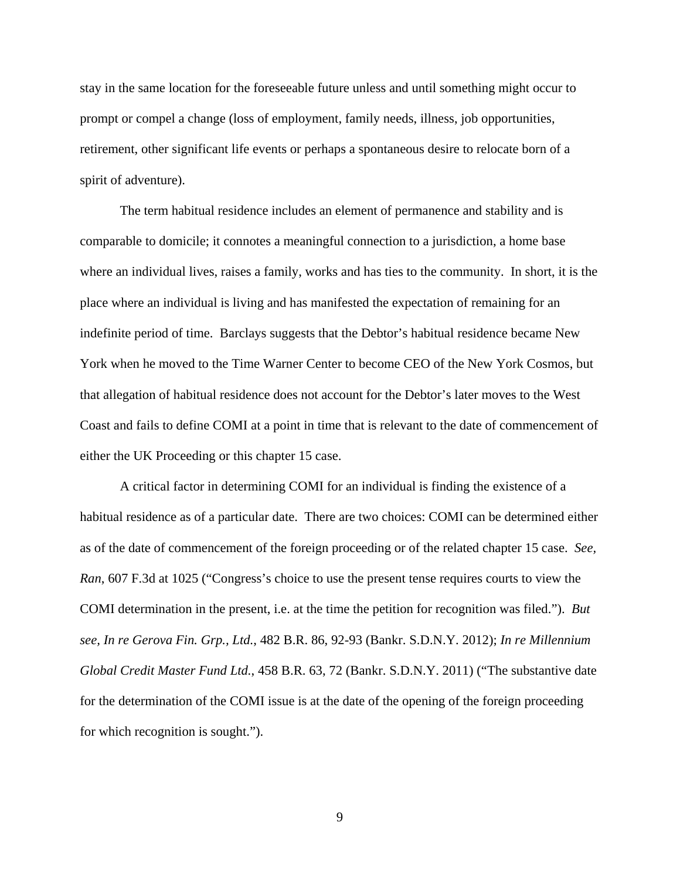stay in the same location for the foreseeable future unless and until something might occur to prompt or compel a change (loss of employment, family needs, illness, job opportunities, retirement, other significant life events or perhaps a spontaneous desire to relocate born of a spirit of adventure).

The term habitual residence includes an element of permanence and stability and is comparable to domicile; it connotes a meaningful connection to a jurisdiction, a home base where an individual lives, raises a family, works and has ties to the community. In short, it is the place where an individual is living and has manifested the expectation of remaining for an indefinite period of time. Barclays suggests that the Debtor's habitual residence became New York when he moved to the Time Warner Center to become CEO of the New York Cosmos, but that allegation of habitual residence does not account for the Debtor's later moves to the West Coast and fails to define COMI at a point in time that is relevant to the date of commencement of either the UK Proceeding or this chapter 15 case.

A critical factor in determining COMI for an individual is finding the existence of a habitual residence as of a particular date. There are two choices: COMI can be determined either as of the date of commencement of the foreign proceeding or of the related chapter 15 case. *See, Ran*, 607 F.3d at 1025 ("Congress's choice to use the present tense requires courts to view the COMI determination in the present, i.e. at the time the petition for recognition was filed."). *But see, In re Gerova Fin. Grp., Ltd.*, 482 B.R. 86, 92-93 (Bankr. S.D.N.Y. 2012); *In re Millennium Global Credit Master Fund Ltd.*, 458 B.R. 63, 72 (Bankr. S.D.N.Y. 2011) ("The substantive date for the determination of the COMI issue is at the date of the opening of the foreign proceeding for which recognition is sought.").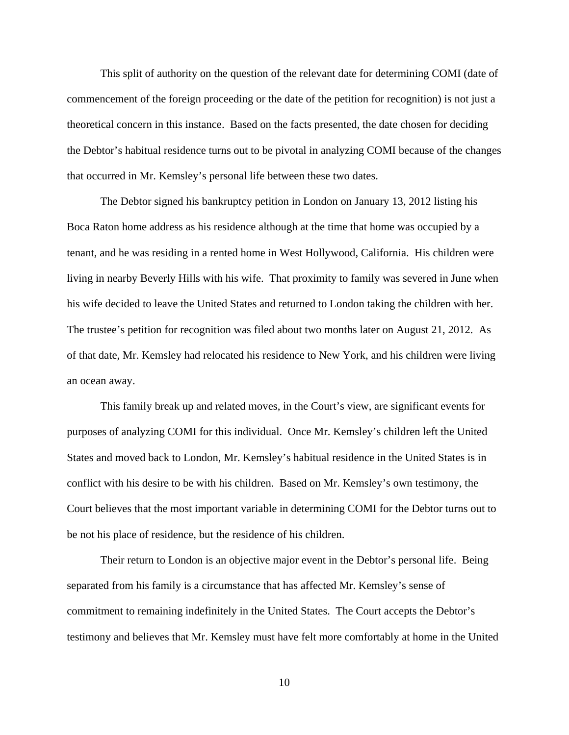This split of authority on the question of the relevant date for determining COMI (date of commencement of the foreign proceeding or the date of the petition for recognition) is not just a theoretical concern in this instance. Based on the facts presented, the date chosen for deciding the Debtor's habitual residence turns out to be pivotal in analyzing COMI because of the changes that occurred in Mr. Kemsley's personal life between these two dates.

The Debtor signed his bankruptcy petition in London on January 13, 2012 listing his Boca Raton home address as his residence although at the time that home was occupied by a tenant, and he was residing in a rented home in West Hollywood, California. His children were living in nearby Beverly Hills with his wife. That proximity to family was severed in June when his wife decided to leave the United States and returned to London taking the children with her. The trustee's petition for recognition was filed about two months later on August 21, 2012. As of that date, Mr. Kemsley had relocated his residence to New York, and his children were living an ocean away.

This family break up and related moves, in the Court's view, are significant events for purposes of analyzing COMI for this individual. Once Mr. Kemsley's children left the United States and moved back to London, Mr. Kemsley's habitual residence in the United States is in conflict with his desire to be with his children. Based on Mr. Kemsley's own testimony, the Court believes that the most important variable in determining COMI for the Debtor turns out to be not his place of residence, but the residence of his children.

Their return to London is an objective major event in the Debtor's personal life. Being separated from his family is a circumstance that has affected Mr. Kemsley's sense of commitment to remaining indefinitely in the United States. The Court accepts the Debtor's testimony and believes that Mr. Kemsley must have felt more comfortably at home in the United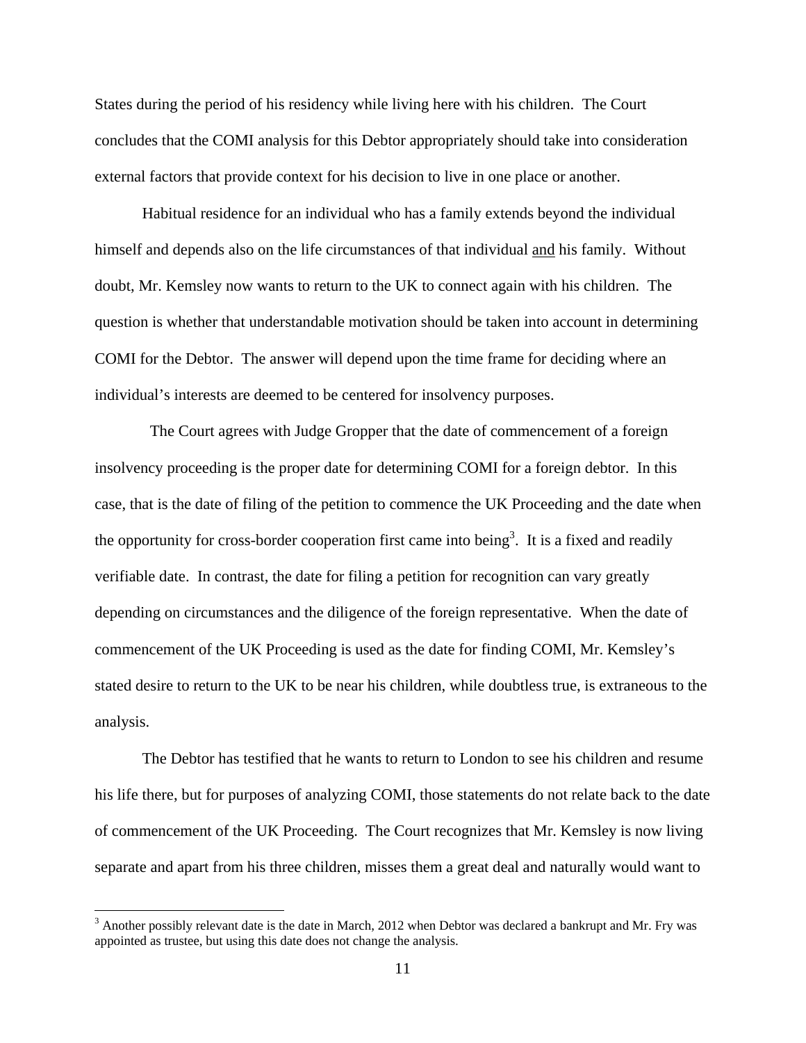States during the period of his residency while living here with his children. The Court concludes that the COMI analysis for this Debtor appropriately should take into consideration external factors that provide context for his decision to live in one place or another.

Habitual residence for an individual who has a family extends beyond the individual himself and depends also on the life circumstances of that individual <u>and</u> his family. Without doubt, Mr. Kemsley now wants to return to the UK to connect again with his children. The question is whether that understandable motivation should be taken into account in determining COMI for the Debtor. The answer will depend upon the time frame for deciding where an individual's interests are deemed to be centered for insolvency purposes.

The Court agrees with Judge Gropper that the date of commencement of a foreign insolvency proceeding is the proper date for determining COMI for a foreign debtor. In this case, that is the date of filing of the petition to commence the UK Proceeding and the date when the opportunity for cross-border cooperation first came into being[3]. It is a fixed and readily verifiable date. In contrast, the date for filing a petition for recognition can vary greatly depending on circumstances and the diligence of the foreign representative. When the date of commencement of the UK Proceeding is used as the date for finding COMI, Mr. Kemsley's stated desire to return to the UK to be near his children, while doubtless true, is extraneous to the analysis.

The Debtor has testified that he wants to return to London to see his children and resume his life there, but for purposes of analyzing COMI, those statements do not relate back to the date of commencement of the UK Proceeding. The Court recognizes that Mr. Kemsley is now living separate and apart from his three children, misses them a great deal and naturally would want to

[3] Another possibly relevant date is the date in March, 2012 when Debtor was declared a bankrupt and Mr. Fry was appointed as trustee, but using this date does not change the analysis.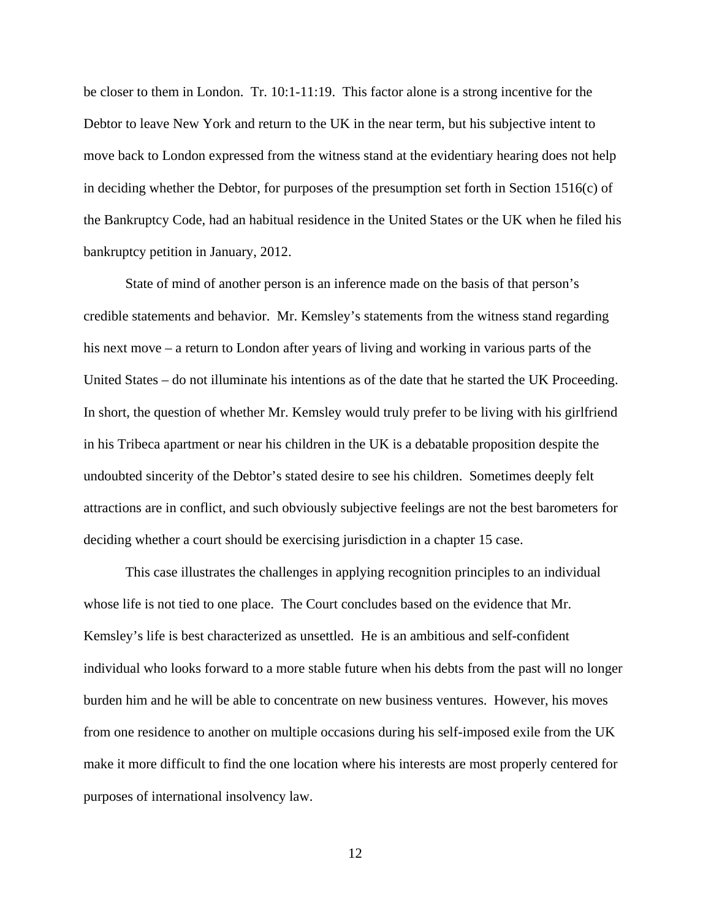be closer to them in London. Tr. 10:1-11:19. This factor alone is a strong incentive for the Debtor to leave New York and return to the UK in the near term, but his subjective intent to move back to London expressed from the witness stand at the evidentiary hearing does not help in deciding whether the Debtor, for purposes of the presumption set forth in Section 1516(c) of the Bankruptcy Code, had an habitual residence in the United States or the UK when he filed his bankruptcy petition in January, 2012.

State of mind of another person is an inference made on the basis of that person's credible statements and behavior. Mr. Kemsley's statements from the witness stand regarding his next move – a return to London after years of living and working in various parts of the United States – do not illuminate his intentions as of the date that he started the UK Proceeding. In short, the question of whether Mr. Kemsley would truly prefer to be living with his girlfriend in his Tribeca apartment or near his children in the UK is a debatable proposition despite the undoubted sincerity of the Debtor's stated desire to see his children. Sometimes deeply felt attractions are in conflict, and such obviously subjective feelings are not the best barometers for deciding whether a court should be exercising jurisdiction in a chapter 15 case.

This case illustrates the challenges in applying recognition principles to an individual whose life is not tied to one place. The Court concludes based on the evidence that Mr. Kemsley's life is best characterized as unsettled. He is an ambitious and self-confident individual who looks forward to a more stable future when his debts from the past will no longer burden him and he will be able to concentrate on new business ventures. However, his moves from one residence to another on multiple occasions during his self-imposed exile from the UK make it more difficult to find the one location where his interests are most properly centered for purposes of international insolvency law.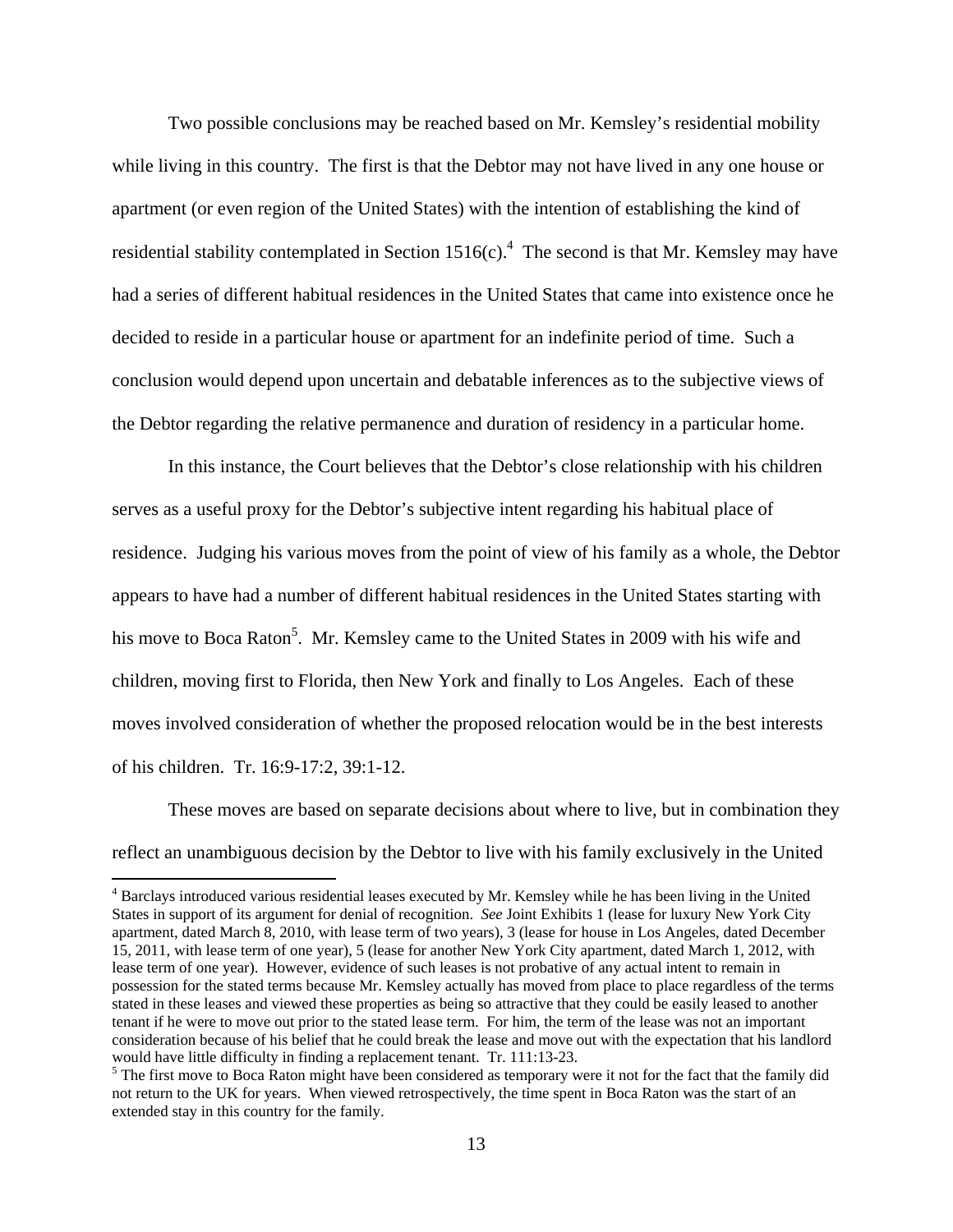Two possible conclusions may be reached based on Mr. Kemsley's residential mobility while living in this country. The first is that the Debtor may not have lived in any one house or apartment (or even region of the United States) with the intention of establishing the kind of residential stability contemplated in Section 1516(c).[4] The second is that Mr. Kemsley may have had a series of different habitual residences in the United States that came into existence once he decided to reside in a particular house or apartment for an indefinite period of time. Such a conclusion would depend upon uncertain and debatable inferences as to the subjective views of the Debtor regarding the relative permanence and duration of residency in a particular home.

In this instance, the Court believes that the Debtor's close relationship with his children serves as a useful proxy for the Debtor's subjective intent regarding his habitual place of residence. Judging his various moves from the point of view of his family as a whole, the Debtor appears to have had a number of different habitual residences in the United States starting with his move to Boca Raton[5]. Mr. Kemsley came to the United States in 2009 with his wife and children, moving first to Florida, then New York and finally to Los Angeles. Each of these moves involved consideration of whether the proposed relocation would be in the best interests of his children. Tr. 16:9-17:2, 39:1-12.

These moves are based on separate decisions about where to live, but in combination they reflect an unambiguous decision by the Debtor to live with his family exclusively in the United

[4] Barclays introduced various residential leases executed by Mr. Kemsley while he has been living in the United States in support of its argument for denial of recognition. *See* Joint Exhibits 1 (lease for luxury New York City apartment, dated March 8, 2010, with lease term of two years), 3 (lease for house in Los Angeles, dated December 15, 2011, with lease term of one year), 5 (lease for another New York City apartment, dated March 1, 2012, with lease term of one year). However, evidence of such leases is not probative of any actual intent to remain in possession for the stated terms because Mr. Kemsley actually has moved from place to place regardless of the terms stated in these leases and viewed these properties as being so attractive that they could be easily leased to another tenant if he were to move out prior to the stated lease term. For him, the term of the lease was not an important consideration because of his belief that he could break the lease and move out with the expectation that his landlord would have little difficulty in finding a replacement tenant. Tr. 111:13-23.

[5] The first move to Boca Raton might have been considered as temporary were it not for the fact that the family did not return to the UK for years. When viewed retrospectively, the time spent in Boca Raton was the start of an extended stay in this country for the family.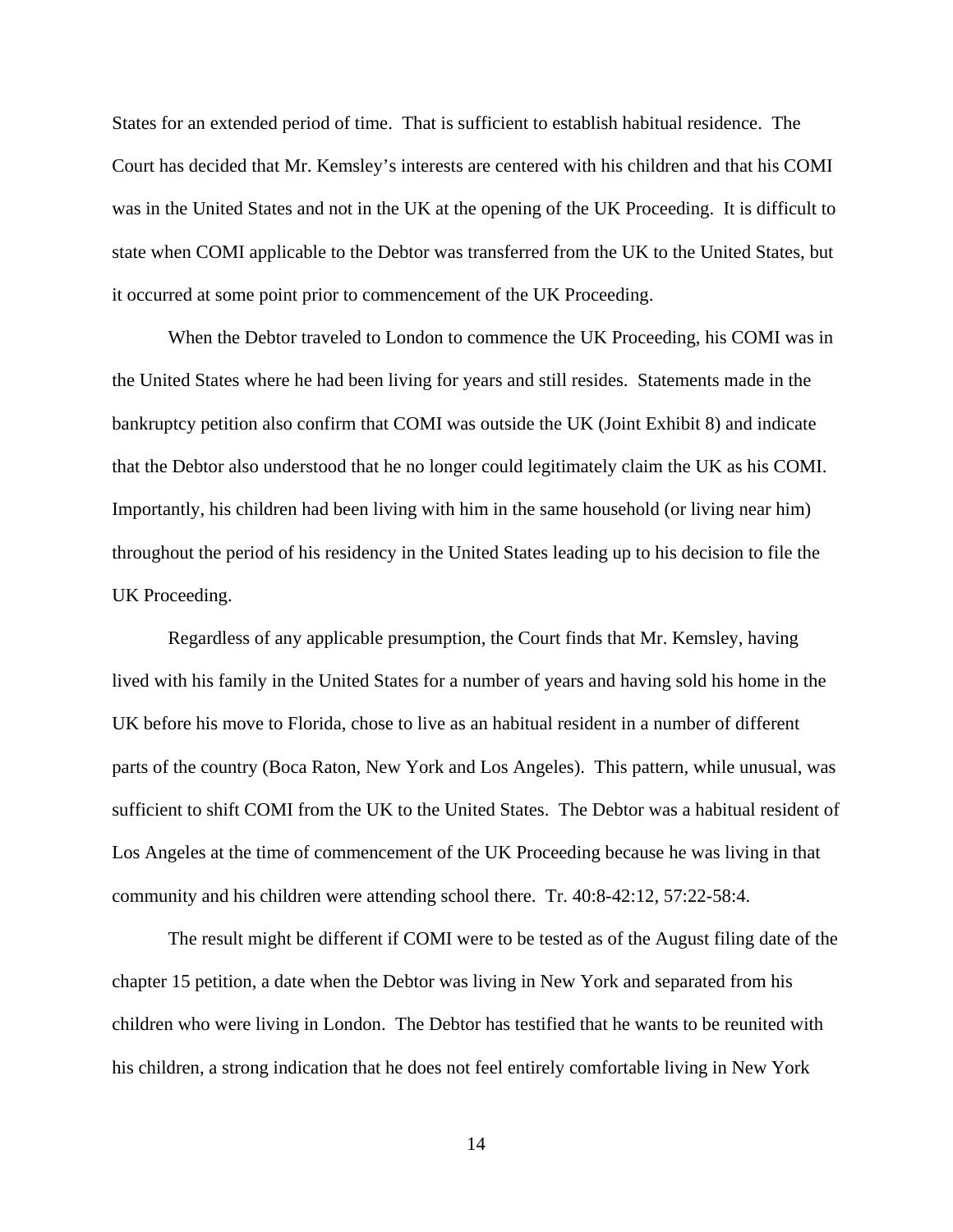States for an extended period of time. That is sufficient to establish habitual residence. The Court has decided that Mr. Kemsley's interests are centered with his children and that his COMI was in the United States and not in the UK at the opening of the UK Proceeding. It is difficult to state when COMI applicable to the Debtor was transferred from the UK to the United States, but it occurred at some point prior to commencement of the UK Proceeding.

When the Debtor traveled to London to commence the UK Proceeding, his COMI was in the United States where he had been living for years and still resides. Statements made in the bankruptcy petition also confirm that COMI was outside the UK (Joint Exhibit 8) and indicate that the Debtor also understood that he no longer could legitimately claim the UK as his COMI. Importantly, his children had been living with him in the same household (or living near him) throughout the period of his residency in the United States leading up to his decision to file the UK Proceeding.

Regardless of any applicable presumption, the Court finds that Mr. Kemsley, having lived with his family in the United States for a number of years and having sold his home in the UK before his move to Florida, chose to live as an habitual resident in a number of different parts of the country (Boca Raton, New York and Los Angeles). This pattern, while unusual, was sufficient to shift COMI from the UK to the United States. The Debtor was a habitual resident of Los Angeles at the time of commencement of the UK Proceeding because he was living in that community and his children were attending school there. Tr. 40:8-42:12, 57:22-58:4.

The result might be different if COMI were to be tested as of the August filing date of the chapter 15 petition, a date when the Debtor was living in New York and separated from his children who were living in London. The Debtor has testified that he wants to be reunited with his children, a strong indication that he does not feel entirely comfortable living in New York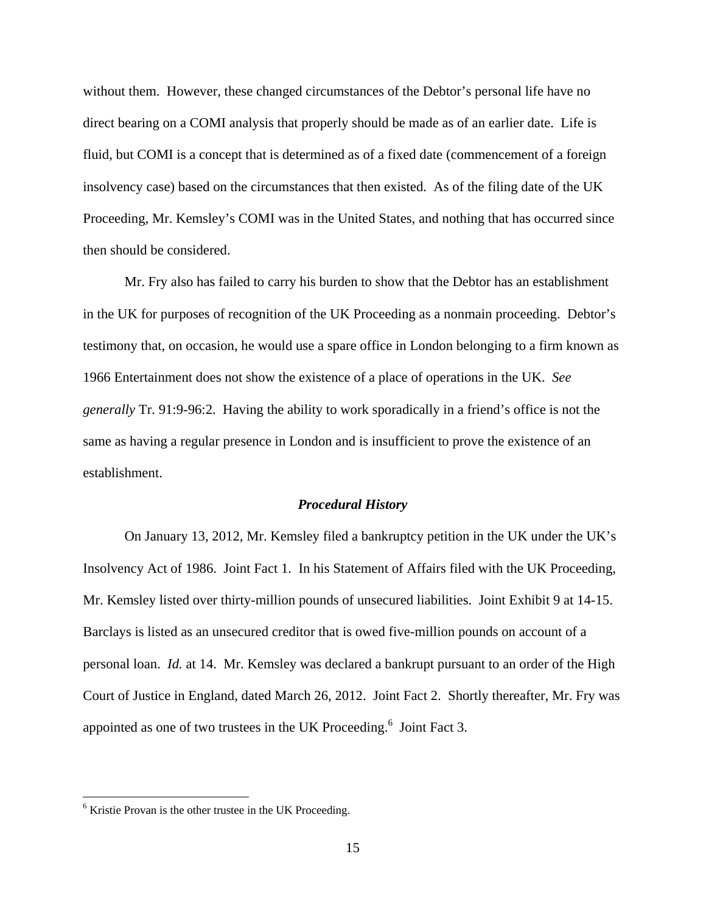without them. However, these changed circumstances of the Debtor's personal life have no direct bearing on a COMI analysis that properly should be made as of an earlier date. Life is fluid, but COMI is a concept that is determined as of a fixed date (commencement of a foreign insolvency case) based on the circumstances that then existed. As of the filing date of the UK Proceeding, Mr. Kemsley's COMI was in the United States, and nothing that has occurred since then should be considered.

Mr. Fry also has failed to carry his burden to show that the Debtor has an establishment in the UK for purposes of recognition of the UK Proceeding as a nonmain proceeding. Debtor's testimony that, on occasion, he would use a spare office in London belonging to a firm known as 1966 Entertainment does not show the existence of a place of operations in the UK. *See generally* Tr. 91:9-96:2. Having the ability to work sporadically in a friend's office is not the same as having a regular presence in London and is insufficient to prove the existence of an establishment.

### *Procedural History*

On January 13, 2012, Mr. Kemsley filed a bankruptcy petition in the UK under the UK's Insolvency Act of 1986. Joint Fact 1. In his Statement of Affairs filed with the UK Proceeding, Mr. Kemsley listed over thirty-million pounds of unsecured liabilities. Joint Exhibit 9 at 14-15. Barclays is listed as an unsecured creditor that is owed five-million pounds on account of a personal loan. *Id.* at 14. Mr. Kemsley was declared a bankrupt pursuant to an order of the High Court of Justice in England, dated March 26, 2012. Joint Fact 2. Shortly thereafter, Mr. Fry was appointed as one of two trustees in the UK Proceeding.[6] Joint Fact 3.

---

[6] Kristie Provan is the other trustee in the UK Proceeding.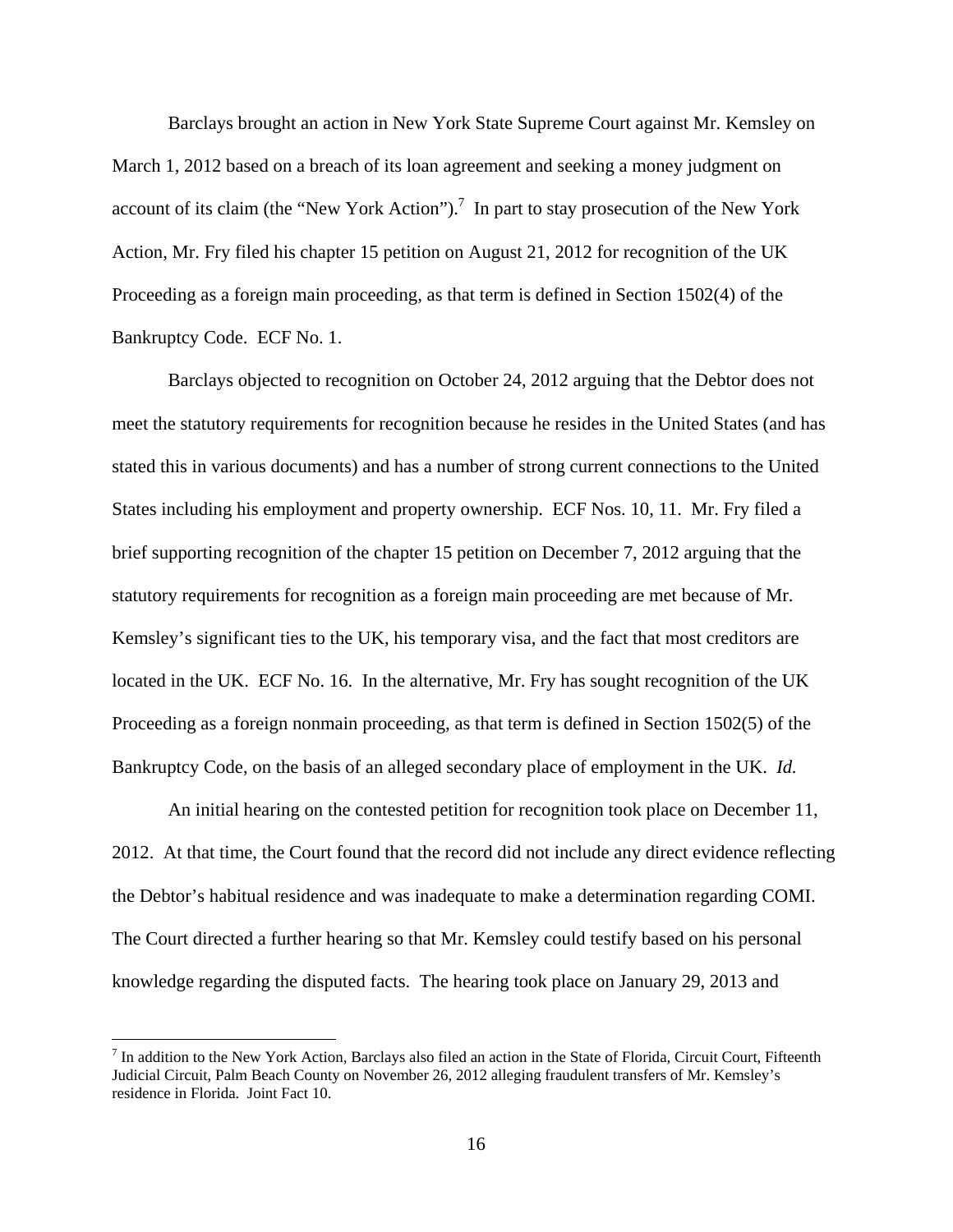Barclays brought an action in New York State Supreme Court against Mr. Kemsley on March 1, 2012 based on a breach of its loan agreement and seeking a money judgment on account of its claim (the "New York Action").[7] In part to stay prosecution of the New York Action, Mr. Fry filed his chapter 15 petition on August 21, 2012 for recognition of the UK Proceeding as a foreign main proceeding, as that term is defined in Section 1502(4) of the Bankruptcy Code. ECF No. 1.

Barclays objected to recognition on October 24, 2012 arguing that the Debtor does not meet the statutory requirements for recognition because he resides in the United States (and has stated this in various documents) and has a number of strong current connections to the United States including his employment and property ownership. ECF Nos. 10, 11. Mr. Fry filed a brief supporting recognition of the chapter 15 petition on December 7, 2012 arguing that the statutory requirements for recognition as a foreign main proceeding are met because of Mr. Kemsley's significant ties to the UK, his temporary visa, and the fact that most creditors are located in the UK. ECF No. 16. In the alternative, Mr. Fry has sought recognition of the UK Proceeding as a foreign nonmain proceeding, as that term is defined in Section 1502(5) of the Bankruptcy Code, on the basis of an alleged secondary place of employment in the UK. *Id.*

An initial hearing on the contested petition for recognition took place on December 11, 2012. At that time, the Court found that the record did not include any direct evidence reflecting the Debtor's habitual residence and was inadequate to make a determination regarding COMI. The Court directed a further hearing so that Mr. Kemsley could testify based on his personal knowledge regarding the disputed facts. The hearing took place on January 29, 2013 and

[7] In addition to the New York Action, Barclays also filed an action in the State of Florida, Circuit Court, Fifteenth Judicial Circuit, Palm Beach County on November 26, 2012 alleging fraudulent transfers of Mr. Kemsley's residence in Florida. Joint Fact 10.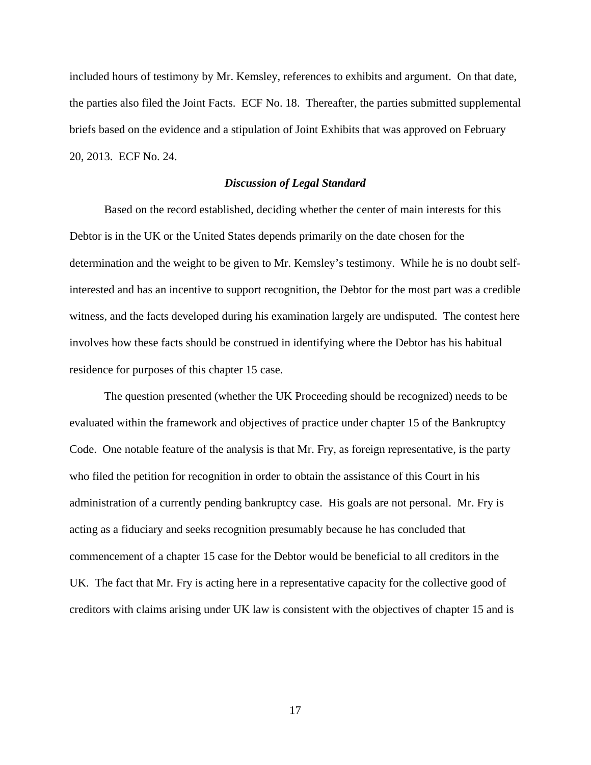included hours of testimony by Mr. Kemsley, references to exhibits and argument. On that date, the parties also filed the Joint Facts. ECF No. 18. Thereafter, the parties submitted supplemental briefs based on the evidence and a stipulation of Joint Exhibits that was approved on February 20, 2013. ECF No. 24.

### *Discussion of Legal Standard*

Based on the record established, deciding whether the center of main interests for this Debtor is in the UK or the United States depends primarily on the date chosen for the determination and the weight to be given to Mr. Kemsley's testimony. While he is no doubt self-interested and has an incentive to support recognition, the Debtor for the most part was a credible witness, and the facts developed during his examination largely are undisputed. The contest here involves how these facts should be construed in identifying where the Debtor has his habitual residence for purposes of this chapter 15 case.

The question presented (whether the UK Proceeding should be recognized) needs to be evaluated within the framework and objectives of practice under chapter 15 of the Bankruptcy Code. One notable feature of the analysis is that Mr. Fry, as foreign representative, is the party who filed the petition for recognition in order to obtain the assistance of this Court in his administration of a currently pending bankruptcy case. His goals are not personal. Mr. Fry is acting as a fiduciary and seeks recognition presumably because he has concluded that commencement of a chapter 15 case for the Debtor would be beneficial to all creditors in the UK. The fact that Mr. Fry is acting here in a representative capacity for the collective good of creditors with claims arising under UK law is consistent with the objectives of chapter 15 and is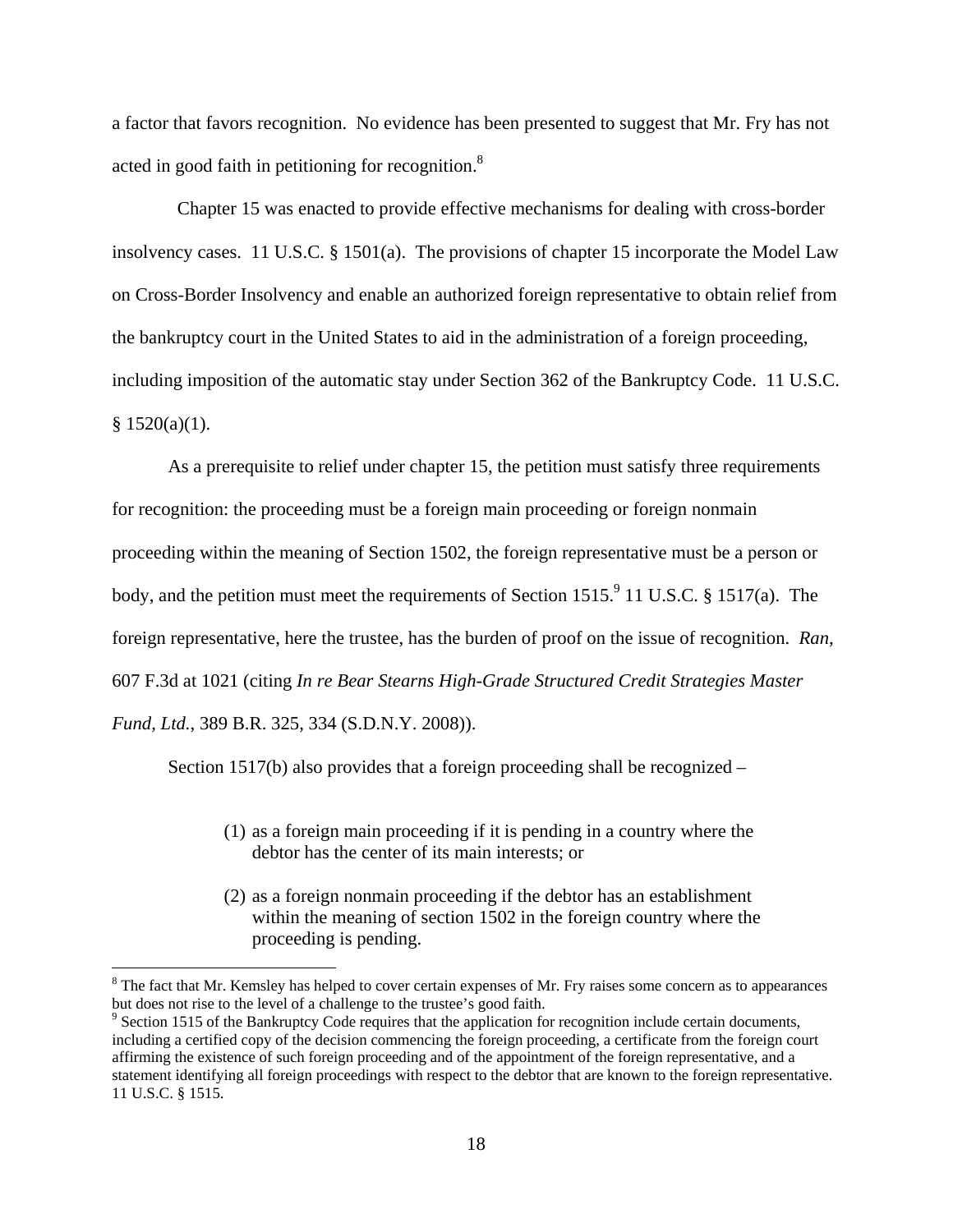a factor that favors recognition. No evidence has been presented to suggest that Mr. Fry has not acted in good faith in petitioning for recognition.[8]

Chapter 15 was enacted to provide effective mechanisms for dealing with cross-border insolvency cases. 11 U.S.C. § 1501(a). The provisions of chapter 15 incorporate the Model Law on Cross-Border Insolvency and enable an authorized foreign representative to obtain relief from the bankruptcy court in the United States to aid in the administration of a foreign proceeding, including imposition of the automatic stay under Section 362 of the Bankruptcy Code. 11 U.S.C. § 1520(a)(1).

As a prerequisite to relief under chapter 15, the petition must satisfy three requirements for recognition: the proceeding must be a foreign main proceeding or foreign nonmain proceeding within the meaning of Section 1502, the foreign representative must be a person or body, and the petition must meet the requirements of Section 1515.[9] 11 U.S.C. § 1517(a). The foreign representative, here the trustee, has the burden of proof on the issue of recognition. *Ran*, 607 F.3d at 1021 (citing *In re Bear Stearns High-Grade Structured Credit Strategies Master Fund, Ltd.*, 389 B.R. 325, 334 (S.D.N.Y. 2008)).

Section 1517(b) also provides that a foreign proceeding shall be recognized –

> (1) as a foreign main proceeding if it is pending in a country where the debtor has the center of its main interests; or
>
> (2) as a foreign nonmain proceeding if the debtor has an establishment within the meaning of section 1502 in the foreign country where the proceeding is pending.

---

[8] The fact that Mr. Kemsley has helped to cover certain expenses of Mr. Fry raises some concern as to appearances but does not rise to the level of a challenge to the trustee's good faith.

[9] Section 1515 of the Bankruptcy Code requires that the application for recognition include certain documents, including a certified copy of the decision commencing the foreign proceeding, a certificate from the foreign court affirming the existence of such foreign proceeding and of the appointment of the foreign representative, and a statement identifying all foreign proceedings with respect to the debtor that are known to the foreign representative. 11 U.S.C. § 1515.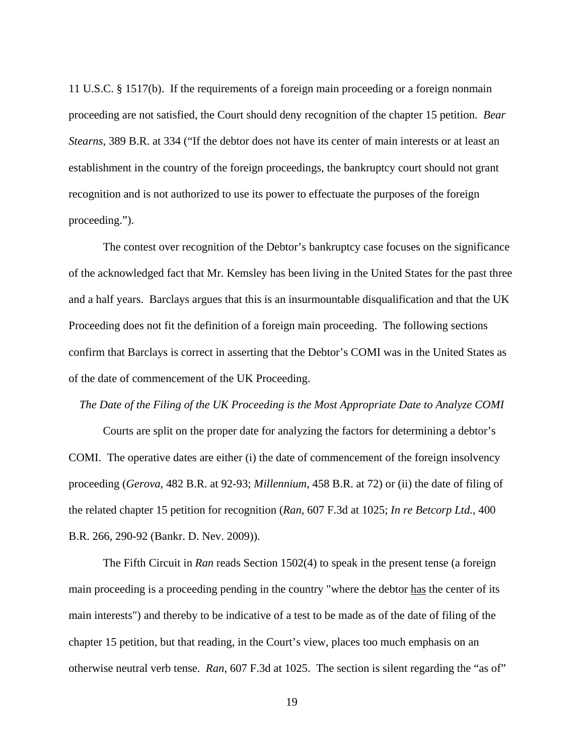11 U.S.C. § 1517(b). If the requirements of a foreign main proceeding or a foreign nonmain proceeding are not satisfied, the Court should deny recognition of the chapter 15 petition. *Bear Stearns*, 389 B.R. at 334 ("If the debtor does not have its center of main interests or at least an establishment in the country of the foreign proceedings, the bankruptcy court should not grant recognition and is not authorized to use its power to effectuate the purposes of the foreign proceeding.").

The contest over recognition of the Debtor's bankruptcy case focuses on the significance of the acknowledged fact that Mr. Kemsley has been living in the United States for the past three and a half years. Barclays argues that this is an insurmountable disqualification and that the UK Proceeding does not fit the definition of a foreign main proceeding. The following sections confirm that Barclays is correct in asserting that the Debtor's COMI was in the United States as of the date of commencement of the UK Proceeding.

*The Date of the Filing of the UK Proceeding is the Most Appropriate Date to Analyze COMI*

Courts are split on the proper date for analyzing the factors for determining a debtor's COMI. The operative dates are either (i) the date of commencement of the foreign insolvency proceeding (*Gerova*, 482 B.R. at 92-93; *Millennium*, 458 B.R. at 72) or (ii) the date of filing of the related chapter 15 petition for recognition (*Ran*, 607 F.3d at 1025; *In re Betcorp Ltd.*, 400 B.R. 266, 290-92 (Bankr. D. Nev. 2009)).

The Fifth Circuit in *Ran* reads Section 1502(4) to speak in the present tense (a foreign main proceeding is a proceeding pending in the country "where the debtor <u>has</u> the center of its main interests") and thereby to be indicative of a test to be made as of the date of filing of the chapter 15 petition, but that reading, in the Court's view, places too much emphasis on an otherwise neutral verb tense. *Ran*, 607 F.3d at 1025. The section is silent regarding the "as of"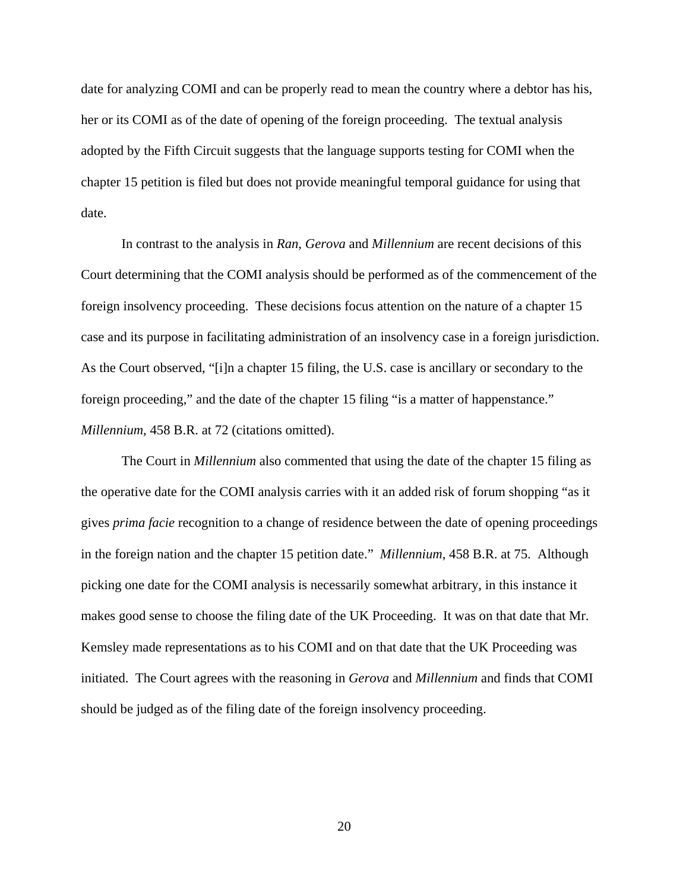date for analyzing COMI and can be properly read to mean the country where a debtor has his, her or its COMI as of the date of opening of the foreign proceeding. The textual analysis adopted by the Fifth Circuit suggests that the language supports testing for COMI when the chapter 15 petition is filed but does not provide meaningful temporal guidance for using that date.

In contrast to the analysis in *Ran*, *Gerova* and *Millennium* are recent decisions of this Court determining that the COMI analysis should be performed as of the commencement of the foreign insolvency proceeding. These decisions focus attention on the nature of a chapter 15 case and its purpose in facilitating administration of an insolvency case in a foreign jurisdiction. As the Court observed, "[i]n a chapter 15 filing, the U.S. case is ancillary or secondary to the foreign proceeding," and the date of the chapter 15 filing "is a matter of happenstance." *Millennium*, 458 B.R. at 72 (citations omitted).

The Court in *Millennium* also commented that using the date of the chapter 15 filing as the operative date for the COMI analysis carries with it an added risk of forum shopping "as it gives *prima facie* recognition to a change of residence between the date of opening proceedings in the foreign nation and the chapter 15 petition date." *Millennium*, 458 B.R. at 75. Although picking one date for the COMI analysis is necessarily somewhat arbitrary, in this instance it makes good sense to choose the filing date of the UK Proceeding. It was on that date that Mr. Kemsley made representations as to his COMI and on that date that the UK Proceeding was initiated. The Court agrees with the reasoning in *Gerova* and *Millennium* and finds that COMI should be judged as of the filing date of the foreign insolvency proceeding.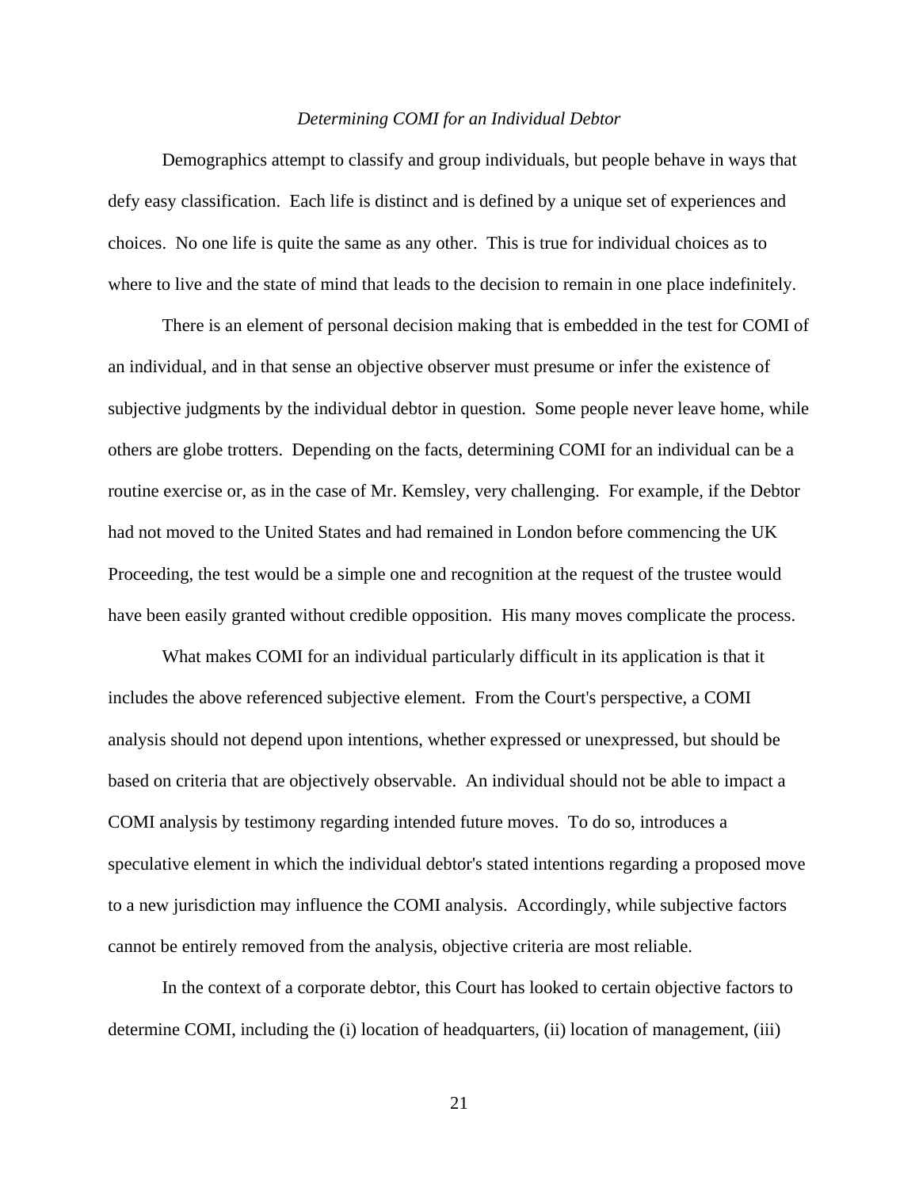*Determining COMI for an Individual Debtor*

Demographics attempt to classify and group individuals, but people behave in ways that defy easy classification. Each life is distinct and is defined by a unique set of experiences and choices. No one life is quite the same as any other. This is true for individual choices as to where to live and the state of mind that leads to the decision to remain in one place indefinitely.

There is an element of personal decision making that is embedded in the test for COMI of an individual, and in that sense an objective observer must presume or infer the existence of subjective judgments by the individual debtor in question. Some people never leave home, while others are globe trotters. Depending on the facts, determining COMI for an individual can be a routine exercise or, as in the case of Mr. Kemsley, very challenging. For example, if the Debtor had not moved to the United States and had remained in London before commencing the UK Proceeding, the test would be a simple one and recognition at the request of the trustee would have been easily granted without credible opposition. His many moves complicate the process.

What makes COMI for an individual particularly difficult in its application is that it includes the above referenced subjective element. From the Court's perspective, a COMI analysis should not depend upon intentions, whether expressed or unexpressed, but should be based on criteria that are objectively observable. An individual should not be able to impact a COMI analysis by testimony regarding intended future moves. To do so, introduces a speculative element in which the individual debtor's stated intentions regarding a proposed move to a new jurisdiction may influence the COMI analysis. Accordingly, while subjective factors cannot be entirely removed from the analysis, objective criteria are most reliable.

In the context of a corporate debtor, this Court has looked to certain objective factors to determine COMI, including the (i) location of headquarters, (ii) location of management, (iii)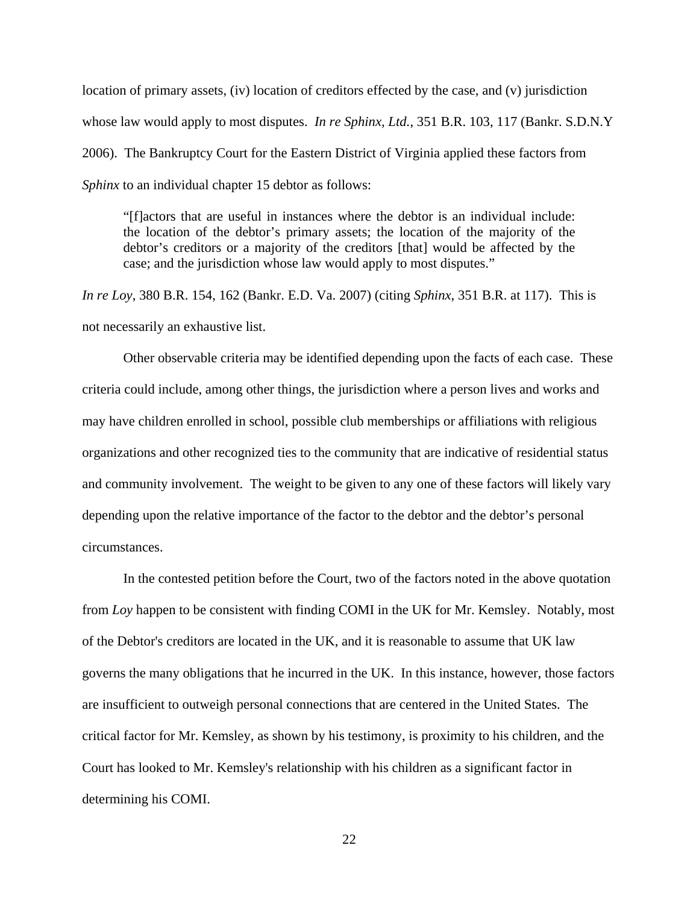location of primary assets, (iv) location of creditors effected by the case, and (v) jurisdiction whose law would apply to most disputes. *In re Sphinx, Ltd.*, 351 B.R. 103, 117 (Bankr. S.D.N.Y 2006). The Bankruptcy Court for the Eastern District of Virginia applied these factors from *Sphinx* to an individual chapter 15 debtor as follows:

> "[f]actors that are useful in instances where the debtor is an individual include: the location of the debtor's primary assets; the location of the majority of the debtor's creditors or a majority of the creditors [that] would be affected by the case; and the jurisdiction whose law would apply to most disputes."

*In re Loy*, 380 B.R. 154, 162 (Bankr. E.D. Va. 2007) (citing *Sphinx*, 351 B.R. at 117). This is not necessarily an exhaustive list.

Other observable criteria may be identified depending upon the facts of each case. These criteria could include, among other things, the jurisdiction where a person lives and works and may have children enrolled in school, possible club memberships or affiliations with religious organizations and other recognized ties to the community that are indicative of residential status and community involvement. The weight to be given to any one of these factors will likely vary depending upon the relative importance of the factor to the debtor and the debtor's personal circumstances.

In the contested petition before the Court, two of the factors noted in the above quotation from *Loy* happen to be consistent with finding COMI in the UK for Mr. Kemsley. Notably, most of the Debtor's creditors are located in the UK, and it is reasonable to assume that UK law governs the many obligations that he incurred in the UK. In this instance, however, those factors are insufficient to outweigh personal connections that are centered in the United States. The critical factor for Mr. Kemsley, as shown by his testimony, is proximity to his children, and the Court has looked to Mr. Kemsley's relationship with his children as a significant factor in determining his COMI.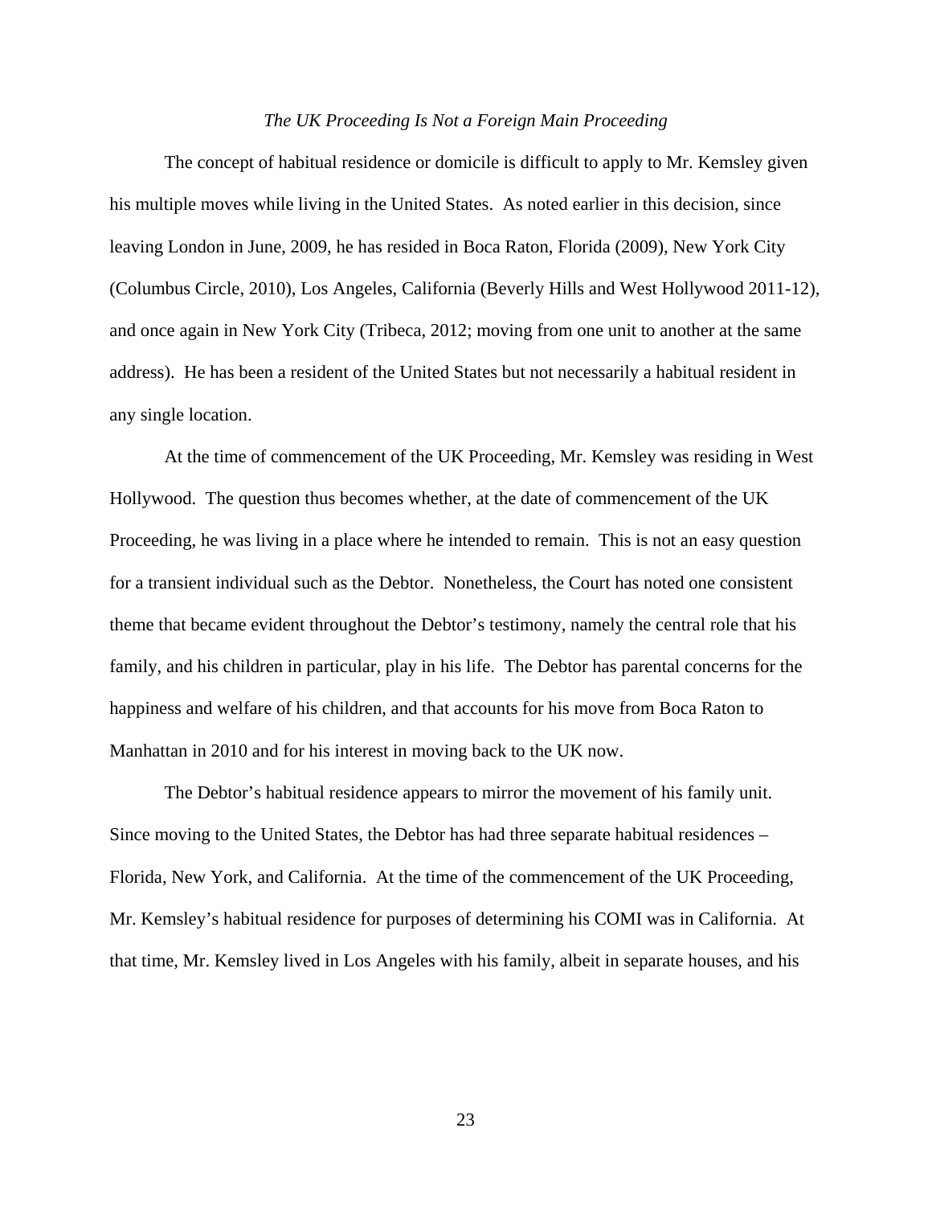*The UK Proceeding Is Not a Foreign Main Proceeding*

The concept of habitual residence or domicile is difficult to apply to Mr. Kemsley given his multiple moves while living in the United States. As noted earlier in this decision, since leaving London in June, 2009, he has resided in Boca Raton, Florida (2009), New York City (Columbus Circle, 2010), Los Angeles, California (Beverly Hills and West Hollywood 2011-12), and once again in New York City (Tribeca, 2012; moving from one unit to another at the same address). He has been a resident of the United States but not necessarily a habitual resident in any single location.

At the time of commencement of the UK Proceeding, Mr. Kemsley was residing in West Hollywood. The question thus becomes whether, at the date of commencement of the UK Proceeding, he was living in a place where he intended to remain. This is not an easy question for a transient individual such as the Debtor. Nonetheless, the Court has noted one consistent theme that became evident throughout the Debtor's testimony, namely the central role that his family, and his children in particular, play in his life. The Debtor has parental concerns for the happiness and welfare of his children, and that accounts for his move from Boca Raton to Manhattan in 2010 and for his interest in moving back to the UK now.

The Debtor's habitual residence appears to mirror the movement of his family unit. Since moving to the United States, the Debtor has had three separate habitual residences – Florida, New York, and California. At the time of the commencement of the UK Proceeding, Mr. Kemsley's habitual residence for purposes of determining his COMI was in California. At that time, Mr. Kemsley lived in Los Angeles with his family, albeit in separate houses, and his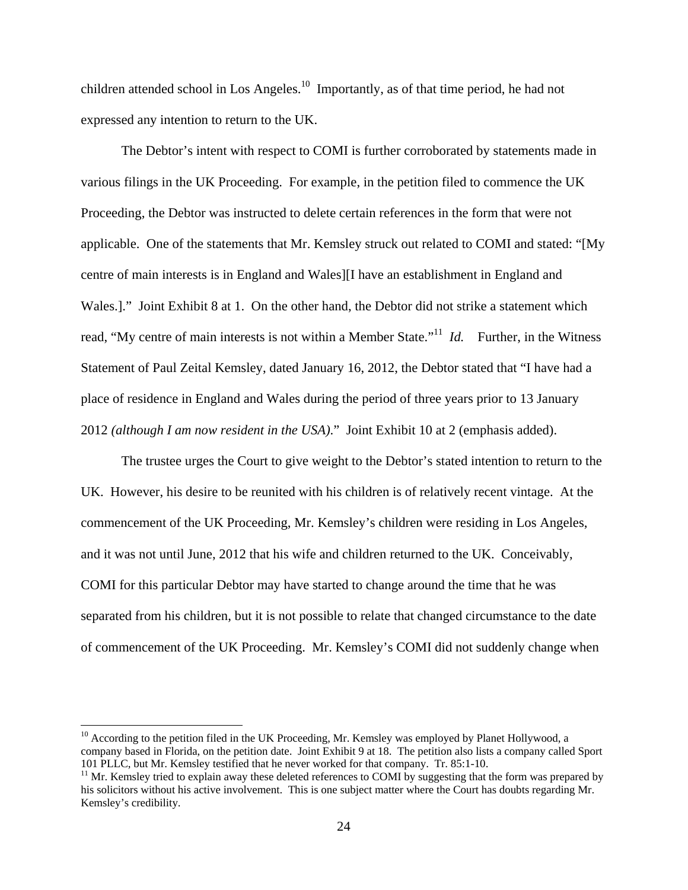children attended school in Los Angeles.[10] Importantly, as of that time period, he had not expressed any intention to return to the UK.

The Debtor's intent with respect to COMI is further corroborated by statements made in various filings in the UK Proceeding. For example, in the petition filed to commence the UK Proceeding, the Debtor was instructed to delete certain references in the form that were not applicable. One of the statements that Mr. Kemsley struck out related to COMI and stated: "[My centre of main interests is in England and Wales][I have an establishment in England and Wales.]." Joint Exhibit 8 at 1. On the other hand, the Debtor did not strike a statement which read, "My centre of main interests is not within a Member State."[11] *Id.* Further, in the Witness Statement of Paul Zeital Kemsley, dated January 16, 2012, the Debtor stated that "I have had a place of residence in England and Wales during the period of three years prior to 13 January 2012 *(although I am now resident in the USA)*." Joint Exhibit 10 at 2 (emphasis added).

The trustee urges the Court to give weight to the Debtor's stated intention to return to the UK. However, his desire to be reunited with his children is of relatively recent vintage. At the commencement of the UK Proceeding, Mr. Kemsley's children were residing in Los Angeles, and it was not until June, 2012 that his wife and children returned to the UK. Conceivably, COMI for this particular Debtor may have started to change around the time that he was separated from his children, but it is not possible to relate that changed circumstance to the date of commencement of the UK Proceeding. Mr. Kemsley's COMI did not suddenly change when

---

[10] According to the petition filed in the UK Proceeding, Mr. Kemsley was employed by Planet Hollywood, a company based in Florida, on the petition date. Joint Exhibit 9 at 18. The petition also lists a company called Sport 101 PLLC, but Mr. Kemsley testified that he never worked for that company. Tr. 85:1-10.

[11] Mr. Kemsley tried to explain away these deleted references to COMI by suggesting that the form was prepared by his solicitors without his active involvement. This is one subject matter where the Court has doubts regarding Mr. Kemsley's credibility.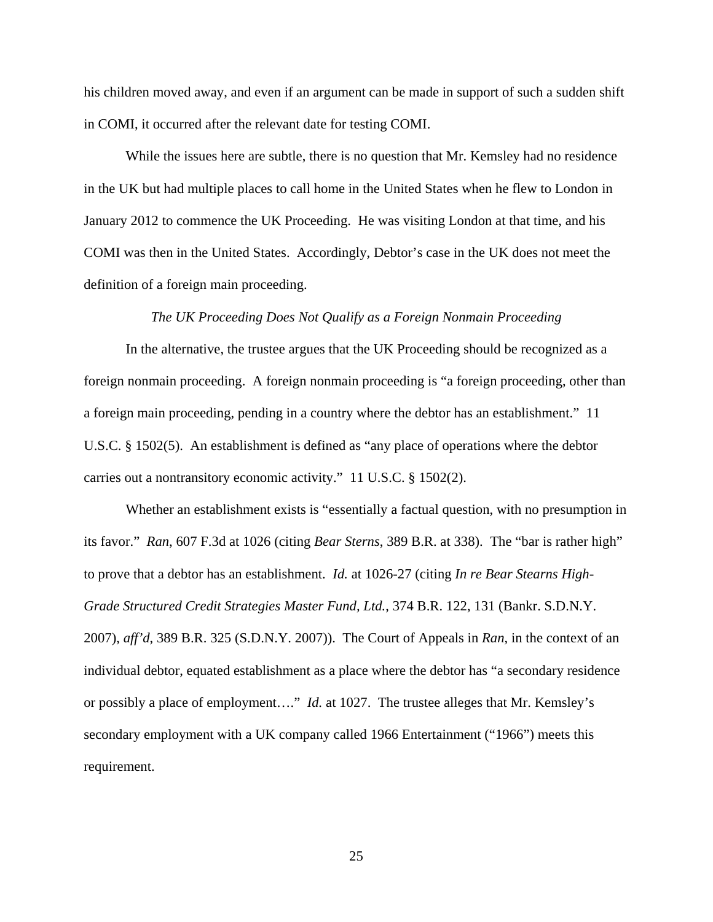his children moved away, and even if an argument can be made in support of such a sudden shift in COMI, it occurred after the relevant date for testing COMI.

While the issues here are subtle, there is no question that Mr. Kemsley had no residence in the UK but had multiple places to call home in the United States when he flew to London in January 2012 to commence the UK Proceeding. He was visiting London at that time, and his COMI was then in the United States. Accordingly, Debtor's case in the UK does not meet the definition of a foreign main proceeding.

*The UK Proceeding Does Not Qualify as a Foreign Nonmain Proceeding*

In the alternative, the trustee argues that the UK Proceeding should be recognized as a foreign nonmain proceeding. A foreign nonmain proceeding is "a foreign proceeding, other than a foreign main proceeding, pending in a country where the debtor has an establishment." 11 U.S.C. § 1502(5). An establishment is defined as "any place of operations where the debtor carries out a nontransitory economic activity." 11 U.S.C. § 1502(2).

Whether an establishment exists is "essentially a factual question, with no presumption in its favor." *Ran*, 607 F.3d at 1026 (citing *Bear Sterns*, 389 B.R. at 338). The "bar is rather high" to prove that a debtor has an establishment. *Id.* at 1026-27 (citing *In re Bear Stearns High-Grade Structured Credit Strategies Master Fund, Ltd.*, 374 B.R. 122, 131 (Bankr. S.D.N.Y. 2007), *aff'd*, 389 B.R. 325 (S.D.N.Y. 2007)). The Court of Appeals in *Ran*, in the context of an individual debtor, equated establishment as a place where the debtor has "a secondary residence or possibly a place of employment…." *Id.* at 1027. The trustee alleges that Mr. Kemsley's secondary employment with a UK company called 1966 Entertainment ("1966") meets this requirement.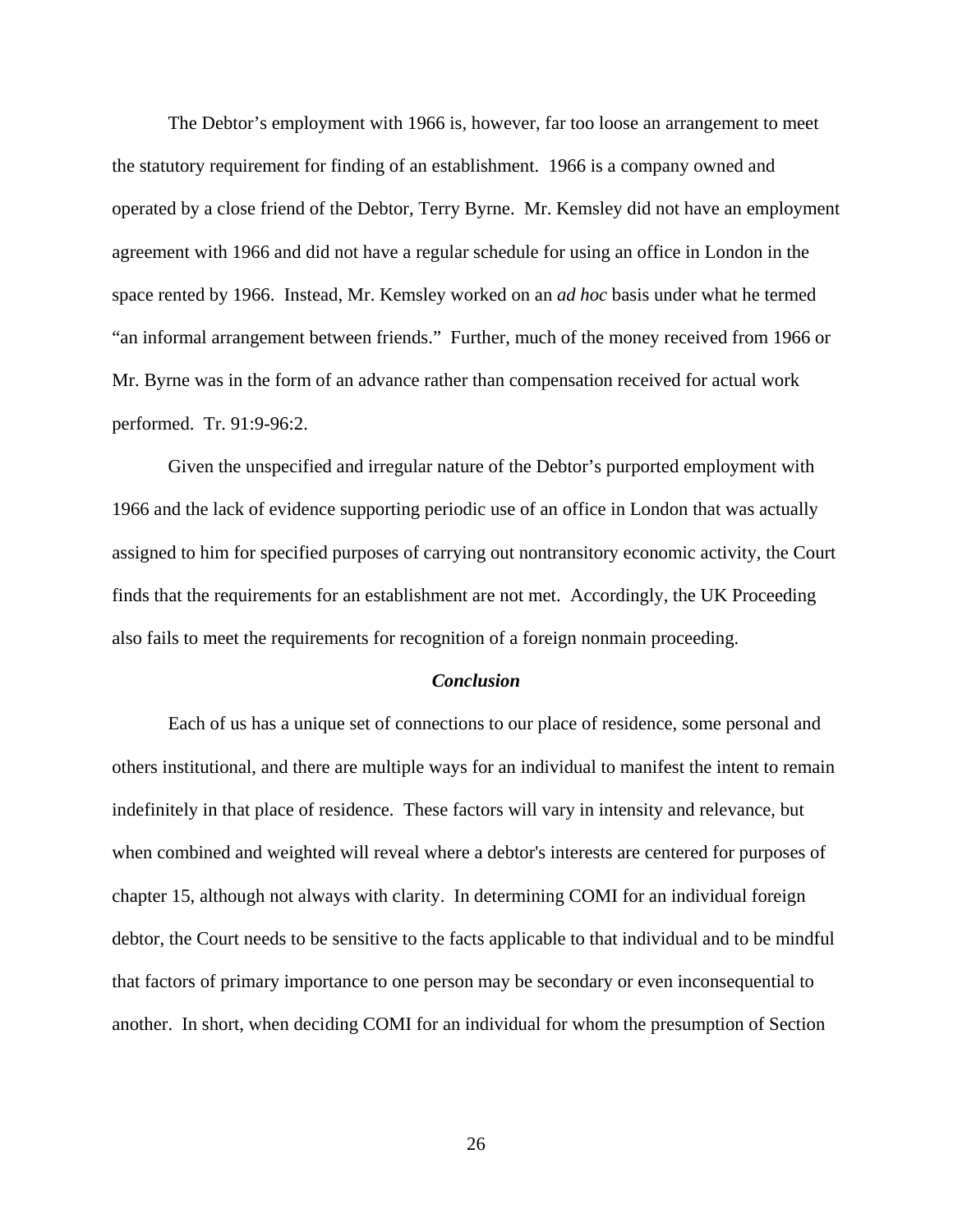The Debtor's employment with 1966 is, however, far too loose an arrangement to meet the statutory requirement for finding of an establishment. 1966 is a company owned and operated by a close friend of the Debtor, Terry Byrne. Mr. Kemsley did not have an employment agreement with 1966 and did not have a regular schedule for using an office in London in the space rented by 1966. Instead, Mr. Kemsley worked on an *ad hoc* basis under what he termed "an informal arrangement between friends." Further, much of the money received from 1966 or Mr. Byrne was in the form of an advance rather than compensation received for actual work performed. Tr. 91:9-96:2.

Given the unspecified and irregular nature of the Debtor's purported employment with 1966 and the lack of evidence supporting periodic use of an office in London that was actually assigned to him for specified purposes of carrying out nontransitory economic activity, the Court finds that the requirements for an establishment are not met. Accordingly, the UK Proceeding also fails to meet the requirements for recognition of a foreign nonmain proceeding.

### *Conclusion*

Each of us has a unique set of connections to our place of residence, some personal and others institutional, and there are multiple ways for an individual to manifest the intent to remain indefinitely in that place of residence. These factors will vary in intensity and relevance, but when combined and weighted will reveal where a debtor's interests are centered for purposes of chapter 15, although not always with clarity. In determining COMI for an individual foreign debtor, the Court needs to be sensitive to the facts applicable to that individual and to be mindful that factors of primary importance to one person may be secondary or even inconsequential to another. In short, when deciding COMI for an individual for whom the presumption of Section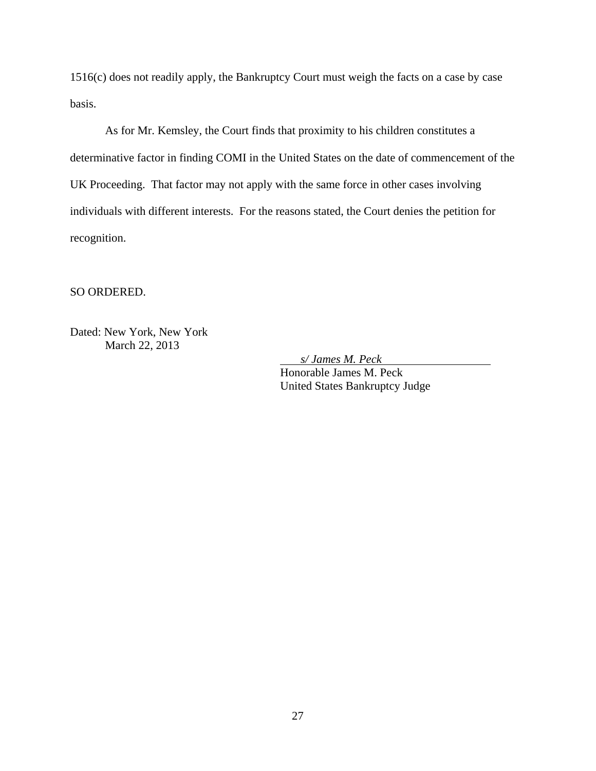1516(c) does not readily apply, the Bankruptcy Court must weigh the facts on a case by case basis.

As for Mr. Kemsley, the Court finds that proximity to his children constitutes a determinative factor in finding COMI in the United States on the date of commencement of the UK Proceeding. That factor may not apply with the same force in other cases involving individuals with different interests. For the reasons stated, the Court denies the petition for recognition.

SO ORDERED.

Dated: New York, New York
March 22, 2013

*s/ James M. Peck*
Honorable James M. Peck
United States Bankruptcy Judge